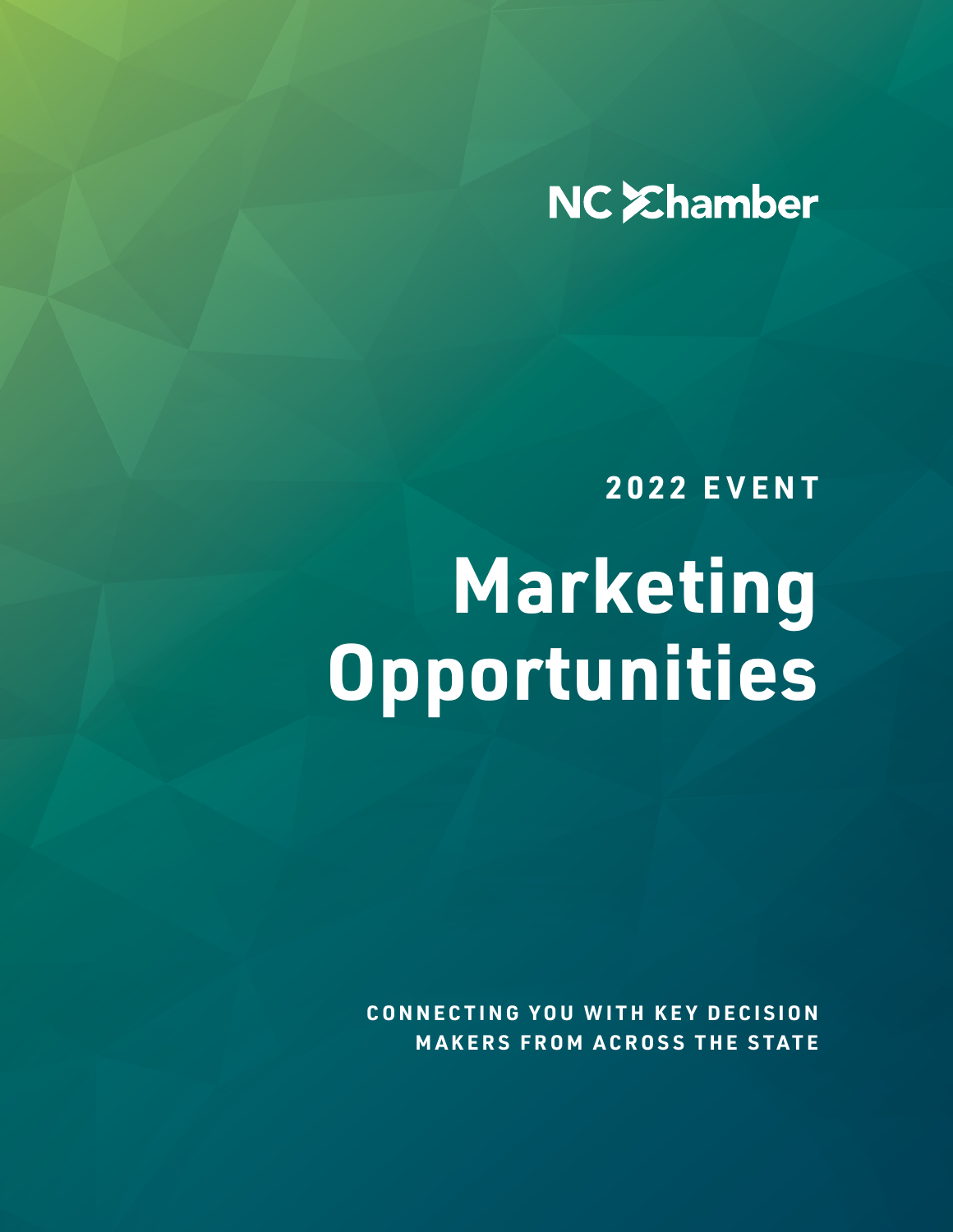NC Chamber

**2022 EVENT**

# Marketing Opportunities

**CONNECTING YOU WITH KEY DECISION MAKERS FROM ACROSS THE STATE**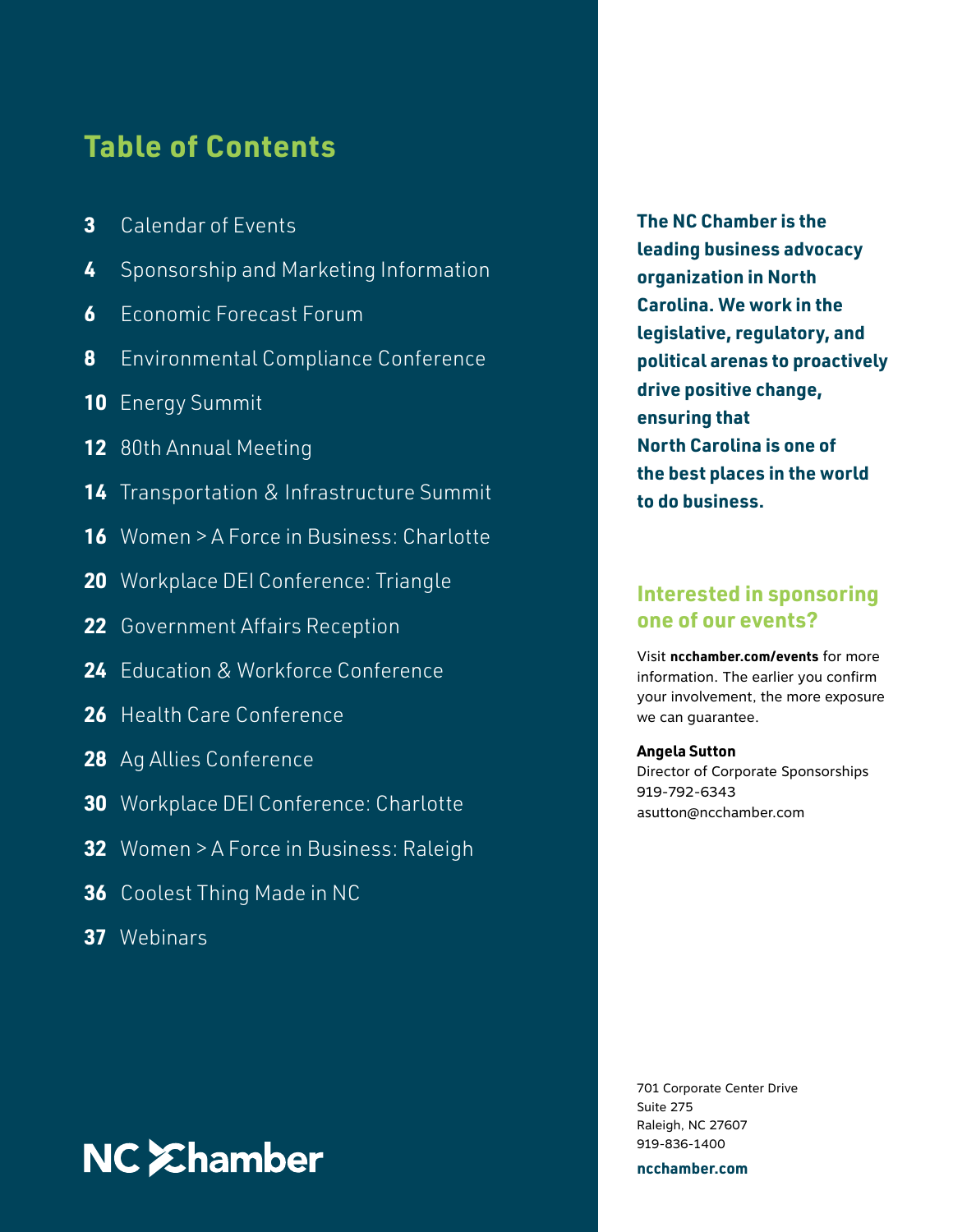# Table of Contents

- **3** Calendar of Events
- **4** Sponsorship and Marketing Information
- **6** Economic Forecast Forum
- **8** Environmental Compliance Conference
- **10** Energy Summit
- **12** 80th Annual Meeting
- **14** Transportation & Infrastructure Summit
- **16** Women > A Force in Business: Charlotte
- **20** Workplace DEI Conference: Triangle
- **22** Government Affairs Reception
- **24** Education & Workforce Conference
- **26** Health Care Conference
- **28** Ag Allies Conference
- **30** Workplace DEI Conference: Charlotte
- **32** Women > A Force in Business: Raleigh
- **36** Coolest Thing Made in NC
- **37** Webinars

NC Chamber

**The NC Chamber is the leading business advocacy organization in North Carolina. We work in the legislative, regulatory, and political arenas to proactively drive positive change, ensuring that North Carolina is one of the best places in the world to do business.**

## Interested in sponsoring one of our events?

Visit **ncchamber.com/events** for more information. The earlier you confirm your involvement, the more exposure we can guarantee.

**Angela Sutton**
Director of Corporate Sponsorships
919-792-6343
asutton@ncchamber.com

701 Corporate Center Drive
Suite 275
Raleigh, NC 27607
919-836-1400

**ncchamber.com**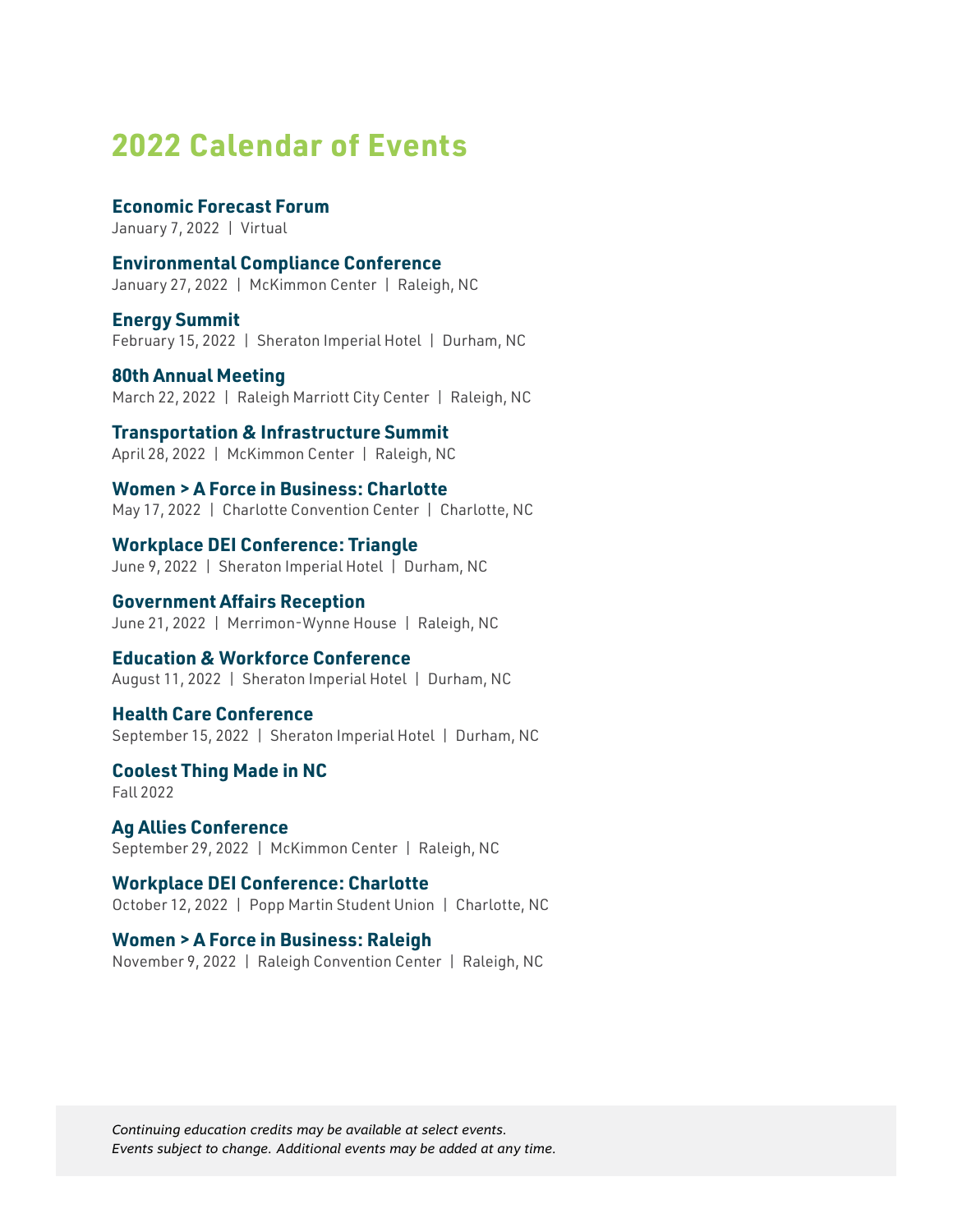# 2022 Calendar of Events

**Economic Forecast Forum**
January 7, 2022 | Virtual

**Environmental Compliance Conference**
January 27, 2022 | McKimmon Center | Raleigh, NC

**Energy Summit**
February 15, 2022 | Sheraton Imperial Hotel | Durham, NC

**80th Annual Meeting**
March 22, 2022 | Raleigh Marriott City Center | Raleigh, NC

**Transportation & Infrastructure Summit**
April 28, 2022 | McKimmon Center | Raleigh, NC

**Women > A Force in Business: Charlotte**
May 17, 2022 | Charlotte Convention Center | Charlotte, NC

**Workplace DEI Conference: Triangle**
June 9, 2022 | Sheraton Imperial Hotel | Durham, NC

**Government Affairs Reception**
June 21, 2022 | Merrimon-Wynne House | Raleigh, NC

**Education & Workforce Conference**
August 11, 2022 | Sheraton Imperial Hotel | Durham, NC

**Health Care Conference**
September 15, 2022 | Sheraton Imperial Hotel | Durham, NC

**Coolest Thing Made in NC**
Fall 2022

**Ag Allies Conference**
September 29, 2022 | McKimmon Center | Raleigh, NC

**Workplace DEI Conference: Charlotte**
October 12, 2022 | Popp Martin Student Union | Charlotte, NC

**Women > A Force in Business: Raleigh**
November 9, 2022 | Raleigh Convention Center | Raleigh, NC

*Continuing education credits may be available at select events.*
*Events subject to change. Additional events may be added at any time.*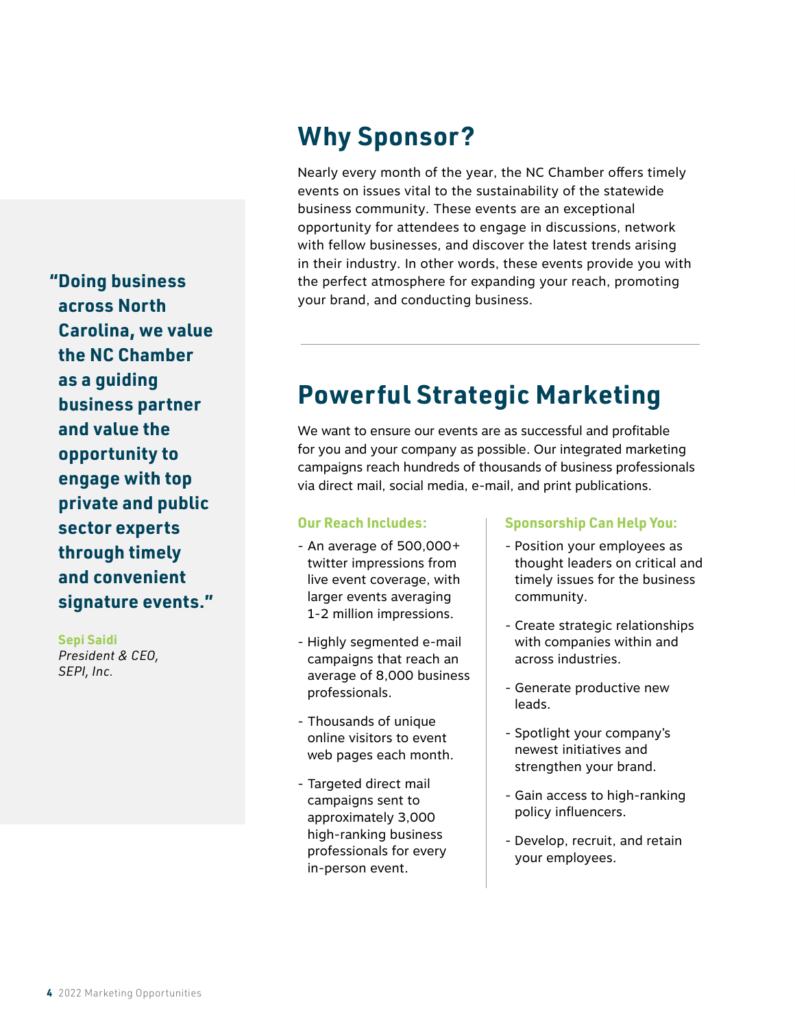> **"Doing business across North Carolina, we value the NC Chamber as a guiding business partner and value the opportunity to engage with top private and public sector experts through timely and convenient signature events."**
>
> **Sepi Saidi**
> *President & CEO, SEPI, Inc.*

## Why Sponsor?

Nearly every month of the year, the NC Chamber offers timely events on issues vital to the sustainability of the statewide business community. These events are an exceptional opportunity for attendees to engage in discussions, network with fellow businesses, and discover the latest trends arising in their industry. In other words, these events provide you with the perfect atmosphere for expanding your reach, promoting your brand, and conducting business.

---

## Powerful Strategic Marketing

We want to ensure our events are as successful and profitable for you and your company as possible. Our integrated marketing campaigns reach hundreds of thousands of business professionals via direct mail, social media, e-mail, and print publications.

### Our Reach Includes:

- An average of 500,000+ twitter impressions from live event coverage, with larger events averaging 1-2 million impressions.
- Highly segmented e-mail campaigns that reach an average of 8,000 business professionals.
- Thousands of unique online visitors to event web pages each month.
- Targeted direct mail campaigns sent to approximately 3,000 high-ranking business professionals for every in-person event.

### Sponsorship Can Help You:

- Position your employees as thought leaders on critical and timely issues for the business community.
- Create strategic relationships with companies within and across industries.
- Generate productive new leads.
- Spotlight your company's newest initiatives and strengthen your brand.
- Gain access to high-ranking policy influencers.
- Develop, recruit, and retain your employees.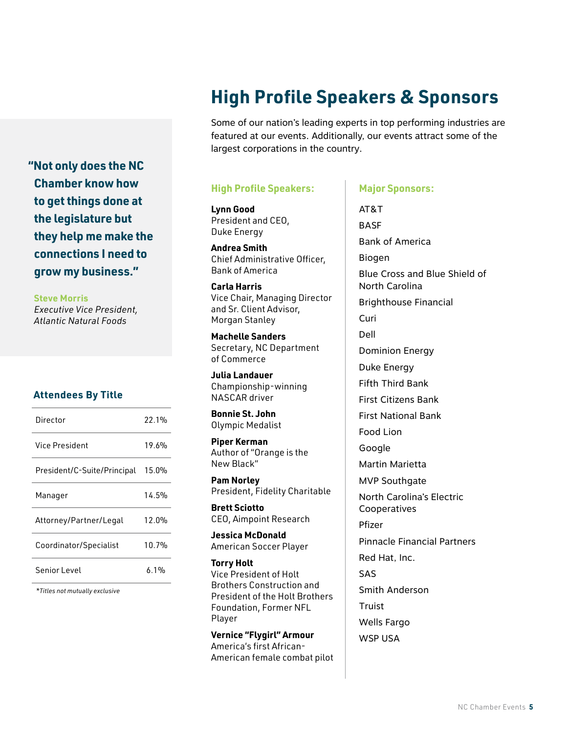# High Profile Speakers & Sponsors

Some of our nation's leading experts in top performing industries are featured at our events. Additionally, our events attract some of the largest corporations in the country.

**"Not only does the NC Chamber know how to get things done at the legislature but they help me make the connections I need to grow my business."**

**Steve Morris**
*Executive Vice President, Atlantic Natural Foods*

### High Profile Speakers:

**Lynn Good**
President and CEO, Duke Energy

**Andrea Smith**
Chief Administrative Officer, Bank of America

**Carla Harris**
Vice Chair, Managing Director and Sr. Client Advisor, Morgan Stanley

**Machelle Sanders**
Secretary, NC Department of Commerce

**Julia Landauer**
Championship-winning NASCAR driver

**Bonnie St. John**
Olympic Medalist

**Piper Kerman**
Author of "Orange is the New Black"

**Pam Norley**
President, Fidelity Charitable

**Brett Sciotto**
CEO, Aimpoint Research

**Jessica McDonald**
American Soccer Player

**Torry Holt**
Vice President of Holt Brothers Construction and President of the Holt Brothers Foundation, Former NFL Player

**Vernice "Flygirl" Armour**
America's first African-American female combat pilot

### Major Sponsors:

- AT&T
- BASF
- Bank of America
- Biogen
- Blue Cross and Blue Shield of North Carolina
- Brighthouse Financial
- Curi
- Dell
- Dominion Energy
- Duke Energy
- Fifth Third Bank
- First Citizens Bank
- First National Bank
- Food Lion
- Google
- Martin Marietta
- MVP Southgate
- North Carolina's Electric Cooperatives
- Pfizer
- Pinnacle Financial Partners
- Red Hat, Inc.
- SAS
- Smith Anderson
- Truist
- Wells Fargo
- WSP USA

### Attendees By Title

| Title | Percentage |
|---|---|
| Director | 22.1% |
| Vice President | 19.6% |
| President/C-Suite/Principal | 15.0% |
| Manager | 14.5% |
| Attorney/Partner/Legal | 12.0% |
| Coordinator/Specialist | 10.7% |
| Senior Level | 6.1% |

*\*Titles not mutually exclusive*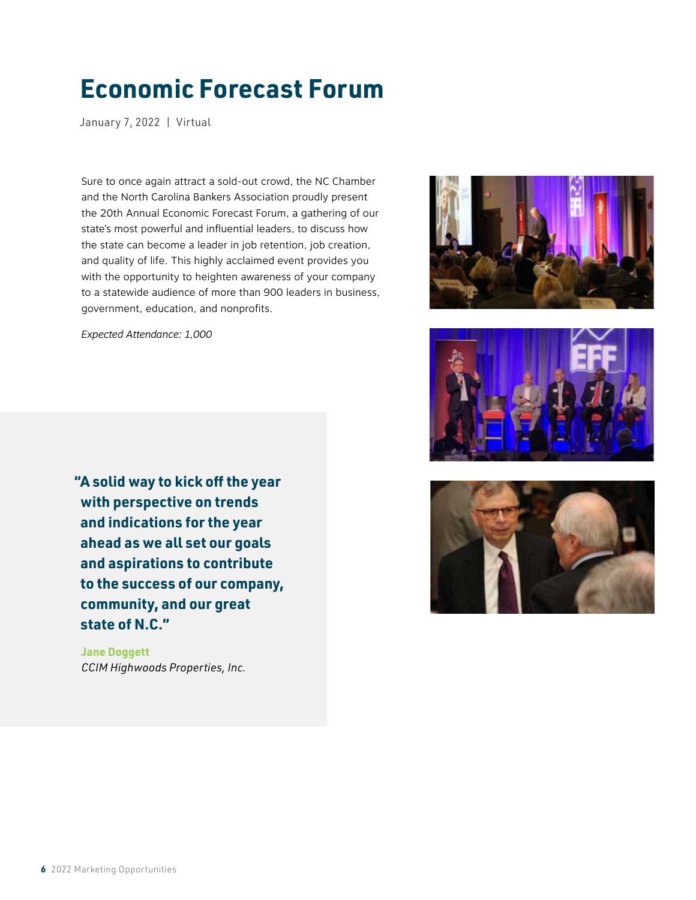# Economic Forecast Forum

January 7, 2022 | Virtual

Sure to once again attract a sold-out crowd, the NC Chamber and the North Carolina Bankers Association proudly present the 20th Annual Economic Forecast Forum, a gathering of our state's most powerful and influential leaders, to discuss how the state can become a leader in job retention, job creation, and quality of life. This highly acclaimed event provides you with the opportunity to heighten awareness of your company to a statewide audience of more than 900 leaders in business, government, education, and nonprofits.

*Expected Attendance: 1,000*

> **"A solid way to kick off the year with perspective on trends and indications for the year ahead as we all set our goals and aspirations to contribute to the success of our company, community, and our great state of N.C."**
>
> **Jane Doggett**
> *CCIM Highwoods Properties, Inc.*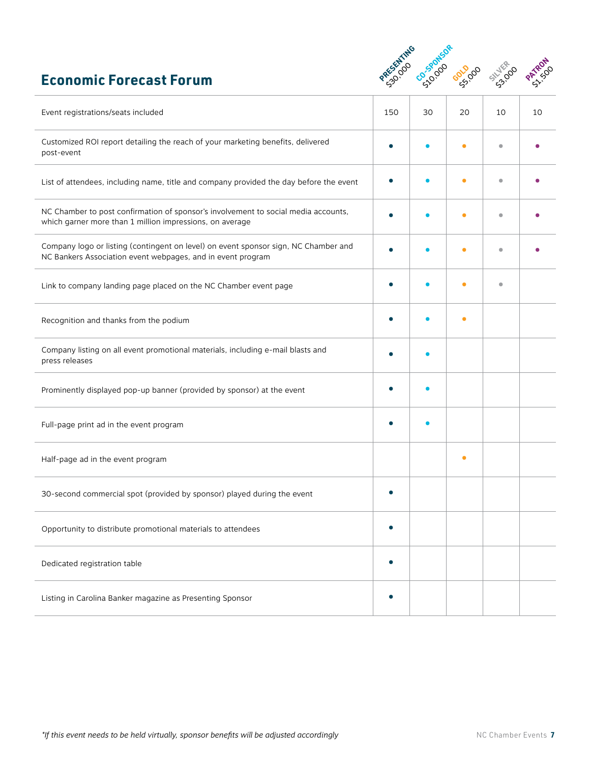## Economic Forecast Forum

| | PRESENTING $30,000 | CO-SPONSOR $10,000 | GOLD $5,000 | SILVER $3,000 | PATRON $1,500 |
|---|---|---|---|---|---|
| Event registrations/seats included | 150 | 30 | 20 | 10 | 10 |
| Customized ROI report detailing the reach of your marketing benefits, delivered post-event | • | • | • | • | • |
| List of attendees, including name, title and company provided the day before the event | • | • | • | • | • |
| NC Chamber to post confirmation of sponsor's involvement to social media accounts, which garner more than 1 million impressions, on average | • | • | • | • | • |
| Company logo or listing (contingent on level) on event sponsor sign, NC Chamber and NC Bankers Association event webpages, and in event program | • | • | • | • | • |
| Link to company landing page placed on the NC Chamber event page | • | • | • | • | |
| Recognition and thanks from the podium | • | • | • | | |
| Company listing on all event promotional materials, including e-mail blasts and press releases | • | • | | | |
| Prominently displayed pop-up banner (provided by sponsor) at the event | • | • | | | |
| Full-page print ad in the event program | • | • | | | |
| Half-page ad in the event program | | | • | | |
| 30-second commercial spot (provided by sponsor) played during the event | • | | | | |
| Opportunity to distribute promotional materials to attendees | • | | | | |
| Dedicated registration table | • | | | | |
| Listing in Carolina Banker magazine as Presenting Sponsor | • | | | | |

*\*If this event needs to be held virtually, sponsor benefits will be adjusted accordingly*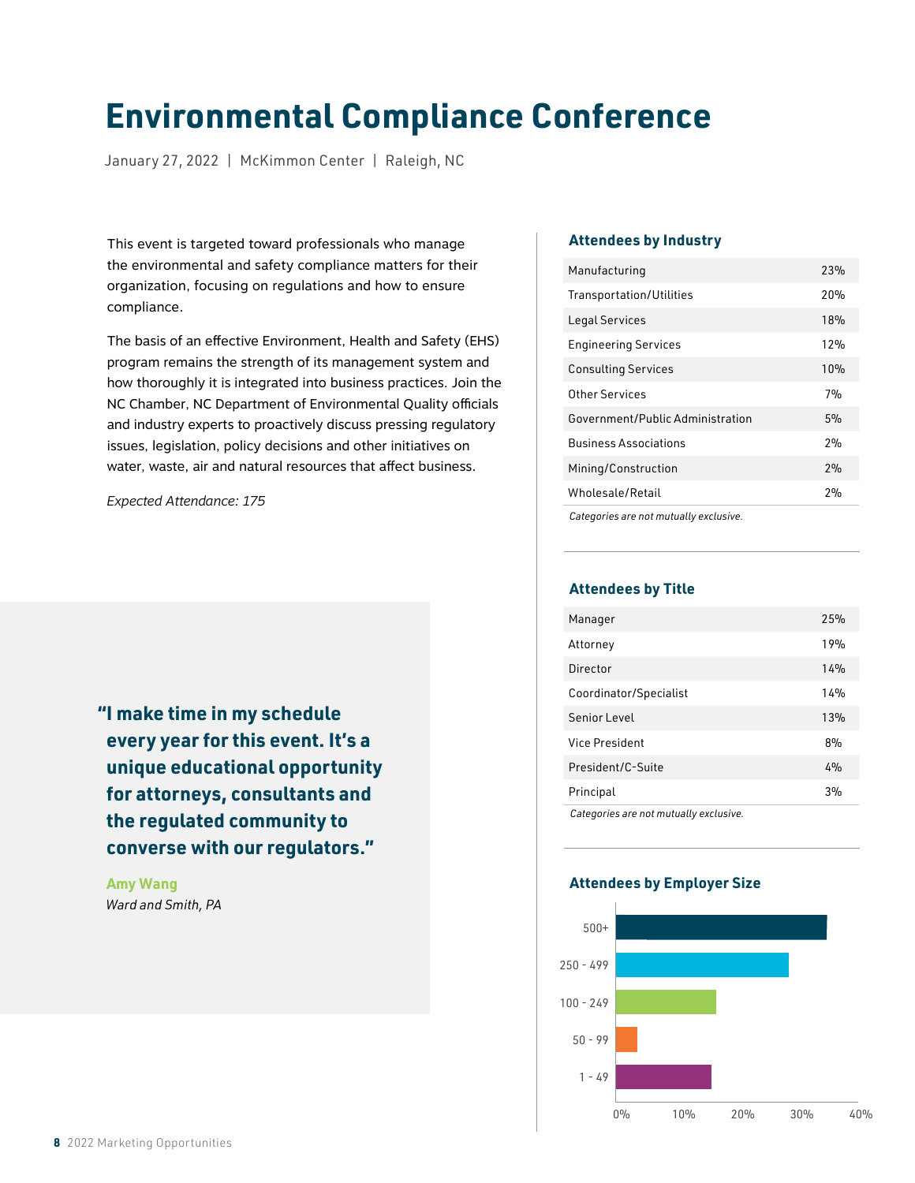# Environmental Compliance Conference

January 27, 2022 | McKimmon Center | Raleigh, NC

This event is targeted toward professionals who manage the environmental and safety compliance matters for their organization, focusing on regulations and how to ensure compliance.

The basis of an effective Environment, Health and Safety (EHS) program remains the strength of its management system and how thoroughly it is integrated into business practices. Join the NC Chamber, NC Department of Environmental Quality officials and industry experts to proactively discuss pressing regulatory issues, legislation, policy decisions and other initiatives on water, waste, air and natural resources that affect business.

*Expected Attendance: 175*

> **"I make time in my schedule every year for this event. It's a unique educational opportunity for attorneys, consultants and the regulated community to converse with our regulators."**
>
> **Amy Wang**
> *Ward and Smith, PA*

### Attendees by Industry

| Industry | % |
|---|---|
| Manufacturing | 23% |
| Transportation/Utilities | 20% |
| Legal Services | 18% |
| Engineering Services | 12% |
| Consulting Services | 10% |
| Other Services | 7% |
| Government/Public Administration | 5% |
| Business Associations | 2% |
| Mining/Construction | 2% |
| Wholesale/Retail | 2% |

*Categories are not mutually exclusive.*

### Attendees by Title

| Title | % |
|---|---|
| Manager | 25% |
| Attorney | 19% |
| Director | 14% |
| Coordinator/Specialist | 14% |
| Senior Level | 13% |
| Vice President | 8% |
| President/C-Suite | 4% |
| Principal | 3% |

*Categories are not mutually exclusive.*

### Attendees by Employer Size

Bar chart (x-axis: 0%, 10%, 20%, 30%, 40%); categories: 500+, 250 - 499, 100 - 249, 50 - 99, 1 - 49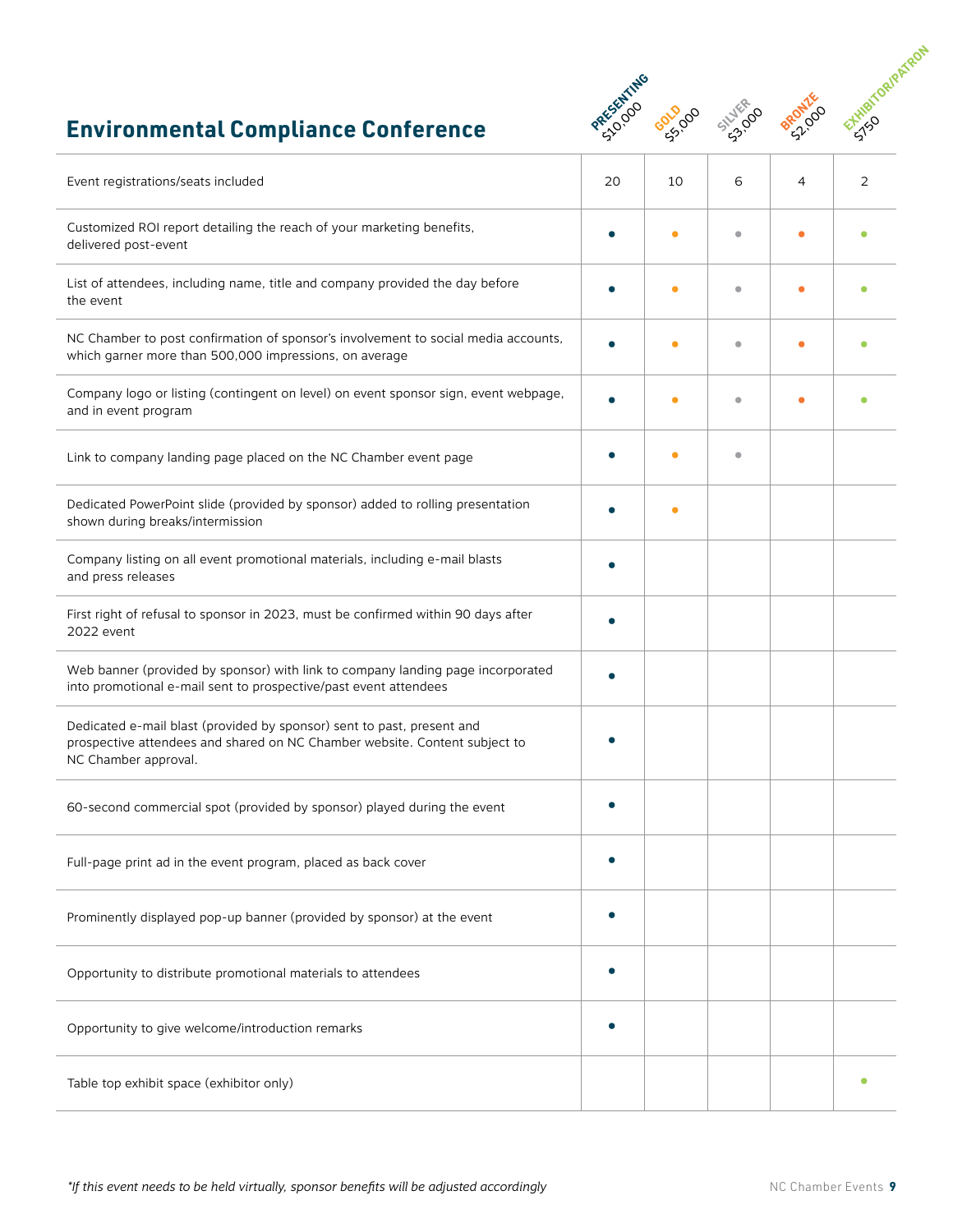## Environmental Compliance Conference

| | PRESENTING $10,000 | GOLD $5,000 | SILVER $3,000 | BRONZE $2,000 | EXHIBITOR/PATRON $750 |
|---|---|---|---|---|---|
| Event registrations/seats included | 20 | 10 | 6 | 4 | 2 |
| Customized ROI report detailing the reach of your marketing benefits, delivered post-event | • | • | • | • | • |
| List of attendees, including name, title and company provided the day before the event | • | • | • | • | • |
| NC Chamber to post confirmation of sponsor's involvement to social media accounts, which garner more than 500,000 impressions, on average | • | • | • | • | • |
| Company logo or listing (contingent on level) on event sponsor sign, event webpage, and in event program | • | • | • | • | • |
| Link to company landing page placed on the NC Chamber event page | • | • | • | | |
| Dedicated PowerPoint slide (provided by sponsor) added to rolling presentation shown during breaks/intermission | • | • | | | |
| Company listing on all event promotional materials, including e-mail blasts and press releases | • | | | | |
| First right of refusal to sponsor in 2023, must be confirmed within 90 days after 2022 event | • | | | | |
| Web banner (provided by sponsor) with link to company landing page incorporated into promotional e-mail sent to prospective/past event attendees | • | | | | |
| Dedicated e-mail blast (provided by sponsor) sent to past, present and prospective attendees and shared on NC Chamber website. Content subject to NC Chamber approval. | • | | | | |
| 60-second commercial spot (provided by sponsor) played during the event | • | | | | |
| Full-page print ad in the event program, placed as back cover | • | | | | |
| Prominently displayed pop-up banner (provided by sponsor) at the event | • | | | | |
| Opportunity to distribute promotional materials to attendees | • | | | | |
| Opportunity to give welcome/introduction remarks | • | | | | |
| Table top exhibit space (exhibitor only) | | | | | • |

*\*If this event needs to be held virtually, sponsor benefits will be adjusted accordingly*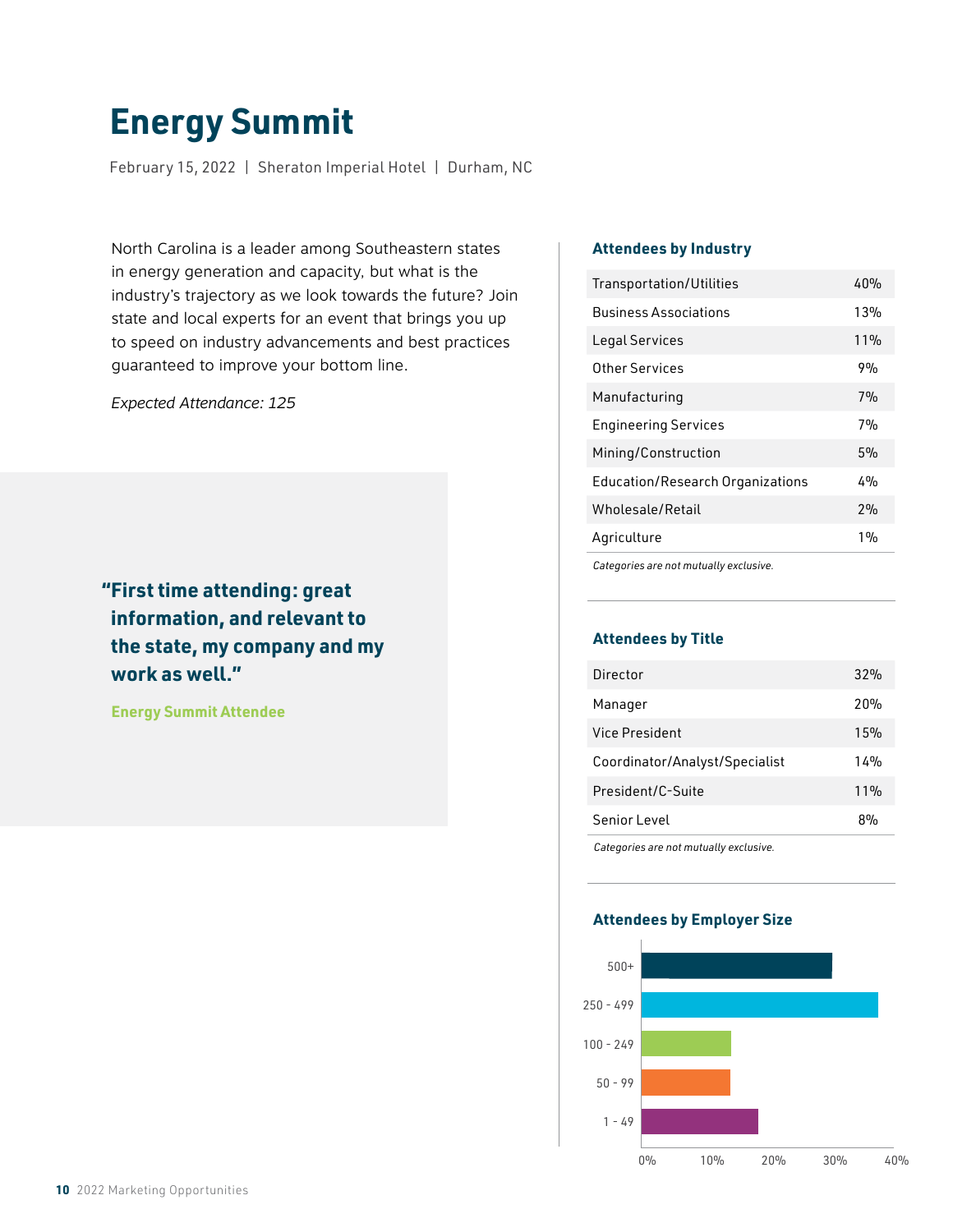# Energy Summit

February 15, 2022 | Sheraton Imperial Hotel | Durham, NC

North Carolina is a leader among Southeastern states in energy generation and capacity, but what is the industry's trajectory as we look towards the future? Join state and local experts for an event that brings you up to speed on industry advancements and best practices guaranteed to improve your bottom line.

*Expected Attendance: 125*

> **"First time attending: great information, and relevant to the state, my company and my work as well."**
>
> **Energy Summit Attendee**

### Attendees by Industry

| Industry | % |
|---|---|
| Transportation/Utilities | 40% |
| Business Associations | 13% |
| Legal Services | 11% |
| Other Services | 9% |
| Manufacturing | 7% |
| Engineering Services | 7% |
| Mining/Construction | 5% |
| Education/Research Organizations | 4% |
| Wholesale/Retail | 2% |
| Agriculture | 1% |

*Categories are not mutually exclusive.*

### Attendees by Title

| Title | % |
|---|---|
| Director | 32% |
| Manager | 20% |
| Vice President | 15% |
| Coordinator/Analyst/Specialist | 14% |
| President/C-Suite | 11% |
| Senior Level | 8% |

*Categories are not mutually exclusive.*

### Attendees by Employer Size

500+
250 - 499
100 - 249
50 - 99
1 - 49

0% 10% 20% 30% 40%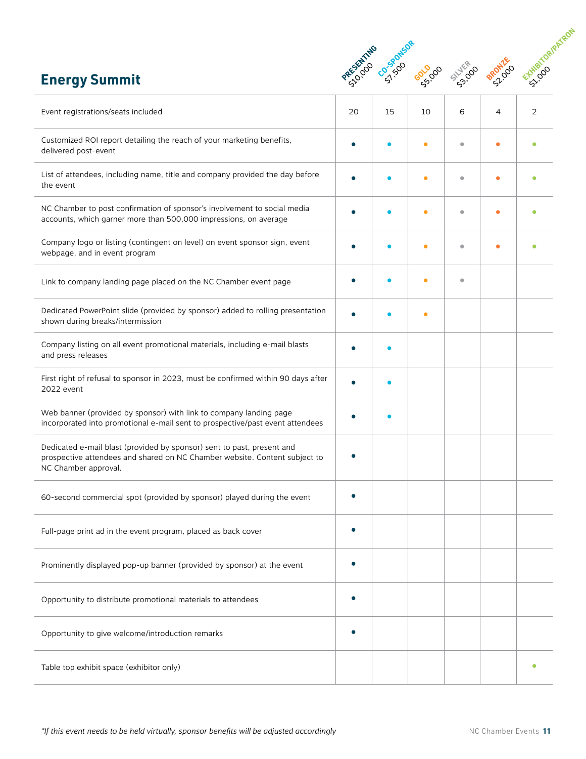## Energy Summit

| | PRESENTING $10,000 | CO-SPONSOR $7,500 | GOLD $5,000 | SILVER $3,000 | BRONZE $2,000 | EXHIBITOR/PATRON $1,000 |
|---|---|---|---|---|---|---|
| Event registrations/seats included | 20 | 15 | 10 | 6 | 4 | 2 |
| Customized ROI report detailing the reach of your marketing benefits, delivered post-event | • | • | • | • | • | • |
| List of attendees, including name, title and company provided the day before the event | • | • | • | • | • | • |
| NC Chamber to post confirmation of sponsor's involvement to social media accounts, which garner more than 500,000 impressions, on average | • | • | • | • | • | • |
| Company logo or listing (contingent on level) on event sponsor sign, event webpage, and in event program | • | • | • | • | • | • |
| Link to company landing page placed on the NC Chamber event page | • | • | • | • | | |
| Dedicated PowerPoint slide (provided by sponsor) added to rolling presentation shown during breaks/intermission | • | • | • | | | |
| Company listing on all event promotional materials, including e-mail blasts and press releases | • | • | | | | |
| First right of refusal to sponsor in 2023, must be confirmed within 90 days after 2022 event | • | • | | | | |
| Web banner (provided by sponsor) with link to company landing page incorporated into promotional e-mail sent to prospective/past event attendees | • | • | | | | |
| Dedicated e-mail blast (provided by sponsor) sent to past, present and prospective attendees and shared on NC Chamber website. Content subject to NC Chamber approval. | • | | | | | |
| 60-second commercial spot (provided by sponsor) played during the event | • | | | | | |
| Full-page print ad in the event program, placed as back cover | • | | | | | |
| Prominently displayed pop-up banner (provided by sponsor) at the event | • | | | | | |
| Opportunity to distribute promotional materials to attendees | • | | | | | |
| Opportunity to give welcome/introduction remarks | • | | | | | |
| Table top exhibit space (exhibitor only) | | | | | | • |

*\*If this event needs to be held virtually, sponsor benefits will be adjusted accordingly*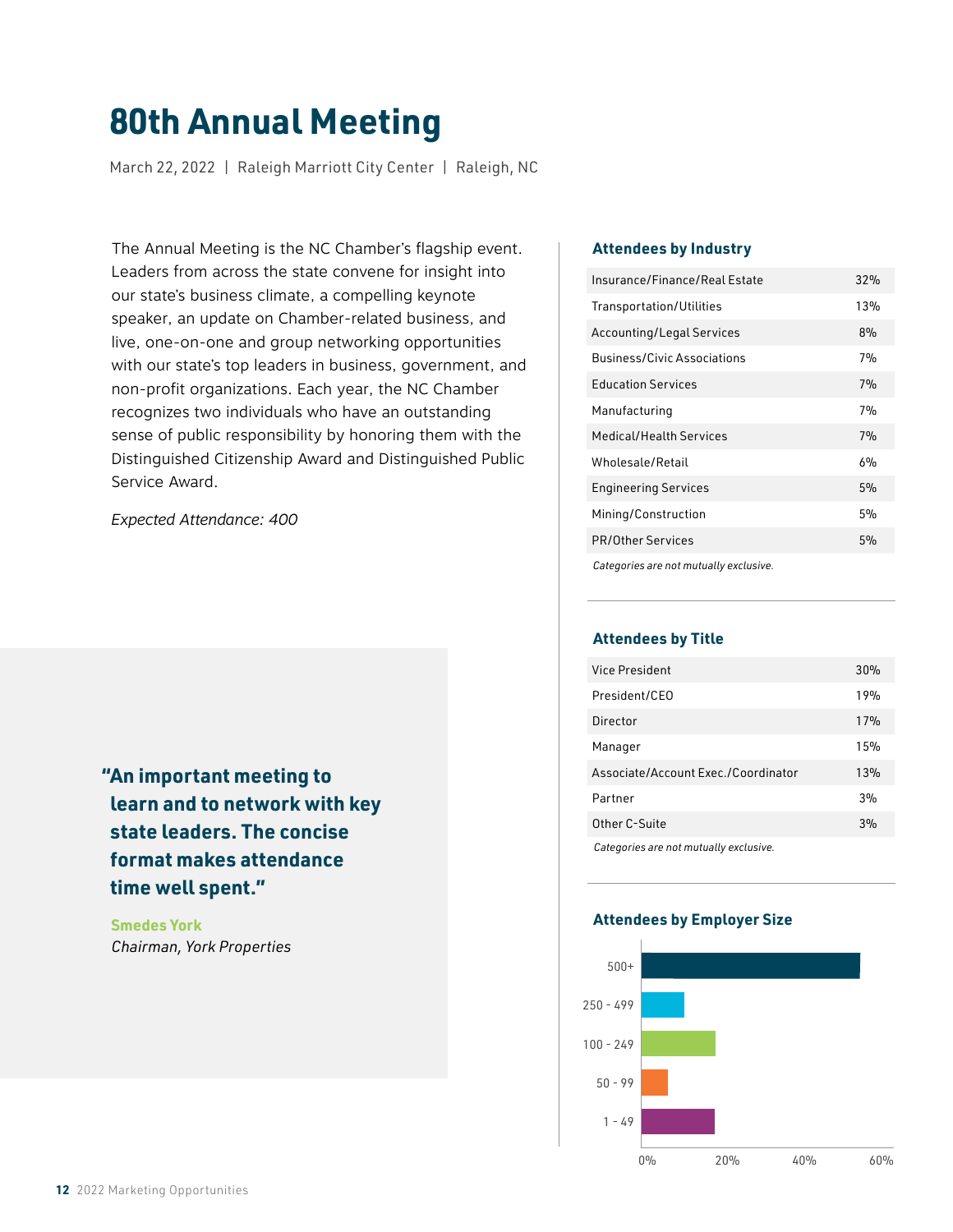# 80th Annual Meeting

March 22, 2022 | Raleigh Marriott City Center | Raleigh, NC

The Annual Meeting is the NC Chamber's flagship event. Leaders from across the state convene for insight into our state's business climate, a compelling keynote speaker, an update on Chamber-related business, and live, one-on-one and group networking opportunities with our state's top leaders in business, government, and non-profit organizations. Each year, the NC Chamber recognizes two individuals who have an outstanding sense of public responsibility by honoring them with the Distinguished Citizenship Award and Distinguished Public Service Award.

*Expected Attendance: 400*

**"An important meeting to learn and to network with key state leaders. The concise format makes attendance time well spent."**

**Smedes York**
*Chairman, York Properties*

### Attendees by Industry

| Industry | % |
|---|---|
| Insurance/Finance/Real Estate | 32% |
| Transportation/Utilities | 13% |
| Accounting/Legal Services | 8% |
| Business/Civic Associations | 7% |
| Education Services | 7% |
| Manufacturing | 7% |
| Medical/Health Services | 7% |
| Wholesale/Retail | 6% |
| Engineering Services | 5% |
| Mining/Construction | 5% |
| PR/Other Services | 5% |

*Categories are not mutually exclusive.*

### Attendees by Title

| Title | % |
|---|---|
| Vice President | 30% |
| President/CEO | 19% |
| Director | 17% |
| Manager | 15% |
| Associate/Account Exec./Coordinator | 13% |
| Partner | 3% |
| Other C-Suite | 3% |

*Categories are not mutually exclusive.*

### Attendees by Employer Size

Bar chart (0%–60%) with categories: 500+, 250 - 499, 100 - 249, 50 - 99, 1 - 49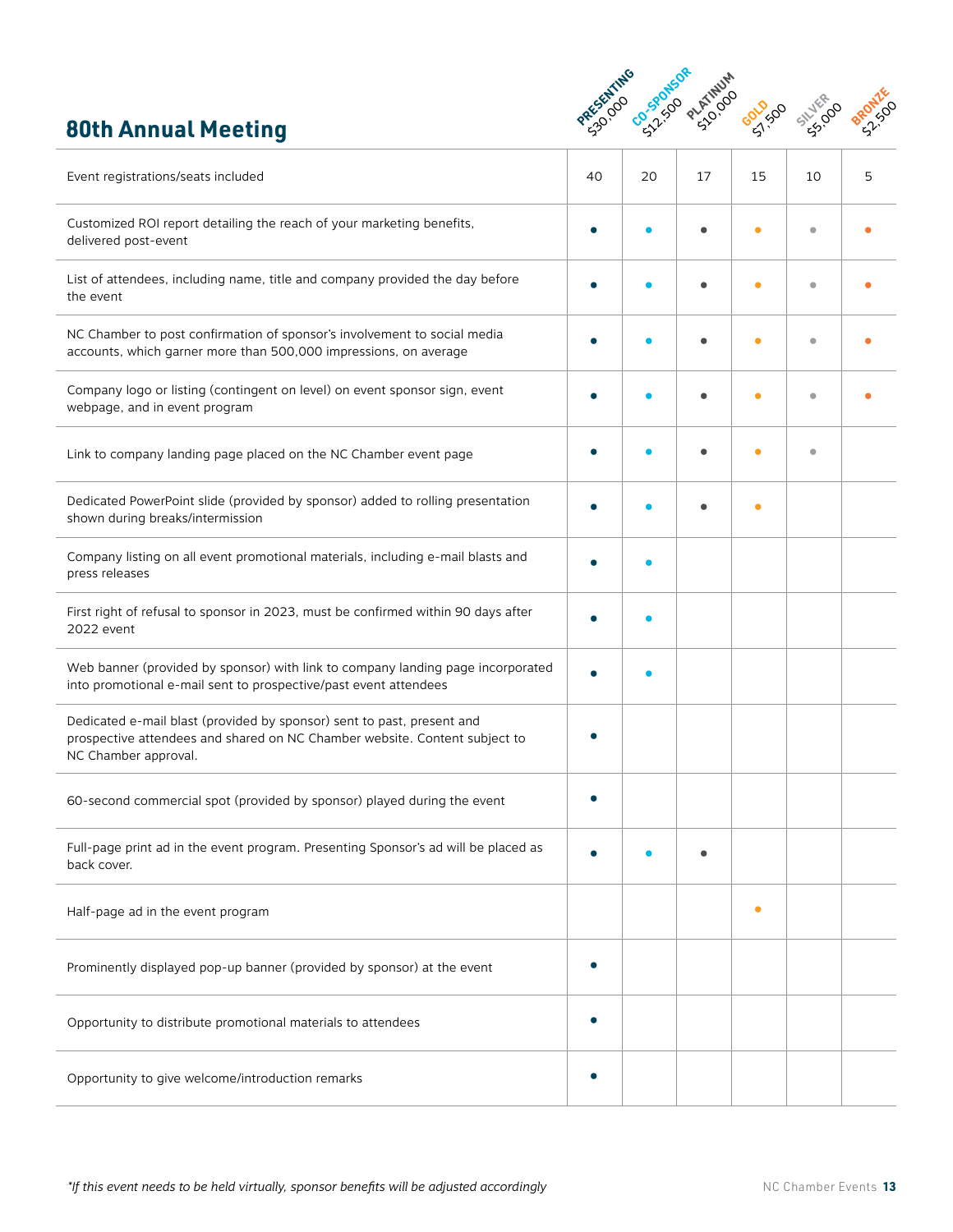## 80th Annual Meeting

| | PRESENTING $30,000 | CO-SPONSOR $12,500 | PLATINUM $10,000 | GOLD $7,500 | SILVER $5,000 | BRONZE $2,500 |
|---|---|---|---|---|---|---|
| Event registrations/seats included | 40 | 20 | 17 | 15 | 10 | 5 |
| Customized ROI report detailing the reach of your marketing benefits, delivered post-event | • | • | • | • | • | • |
| List of attendees, including name, title and company provided the day before the event | • | • | • | • | • | • |
| NC Chamber to post confirmation of sponsor's involvement to social media accounts, which garner more than 500,000 impressions, on average | • | • | • | • | • | • |
| Company logo or listing (contingent on level) on event sponsor sign, event webpage, and in event program | • | • | • | • | • | • |
| Link to company landing page placed on the NC Chamber event page | • | • | • | • | • | |
| Dedicated PowerPoint slide (provided by sponsor) added to rolling presentation shown during breaks/intermission | • | • | • | • | | |
| Company listing on all event promotional materials, including e-mail blasts and press releases | • | • | | | | |
| First right of refusal to sponsor in 2023, must be confirmed within 90 days after 2022 event | • | • | | | | |
| Web banner (provided by sponsor) with link to company landing page incorporated into promotional e-mail sent to prospective/past event attendees | • | • | | | | |
| Dedicated e-mail blast (provided by sponsor) sent to past, present and prospective attendees and shared on NC Chamber website. Content subject to NC Chamber approval. | • | | | | | |
| 60-second commercial spot (provided by sponsor) played during the event | • | | | | | |
| Full-page print ad in the event program. Presenting Sponsor's ad will be placed as back cover. | • | • | • | | | |
| Half-page ad in the event program | | | | • | | |
| Prominently displayed pop-up banner (provided by sponsor) at the event | • | | | | | |
| Opportunity to distribute promotional materials to attendees | • | | | | | |
| Opportunity to give welcome/introduction remarks | • | | | | | |

*\*If this event needs to be held virtually, sponsor benefits will be adjusted accordingly*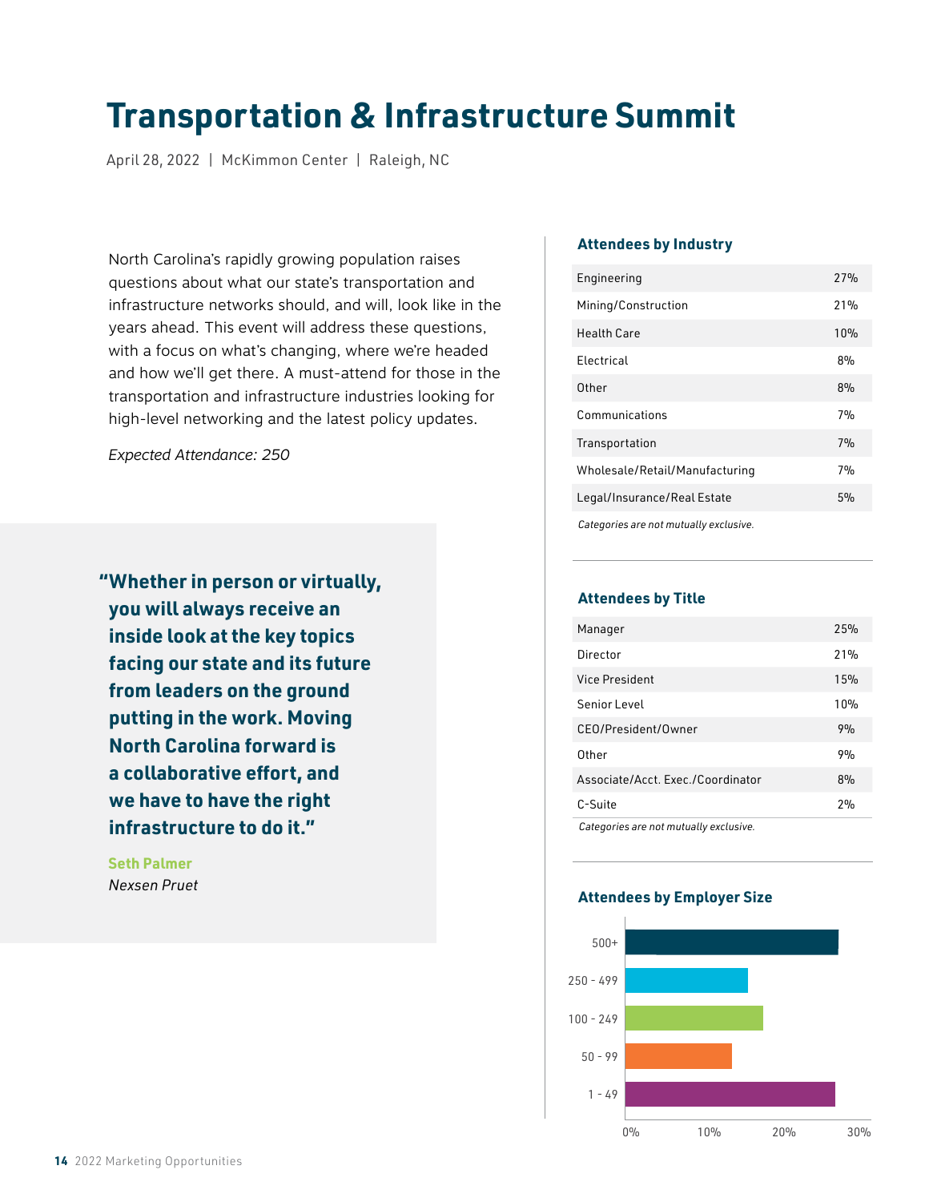# Transportation & Infrastructure Summit

April 28, 2022 | McKimmon Center | Raleigh, NC

North Carolina's rapidly growing population raises questions about what our state's transportation and infrastructure networks should, and will, look like in the years ahead. This event will address these questions, with a focus on what's changing, where we're headed and how we'll get there. A must-attend for those in the transportation and infrastructure industries looking for high-level networking and the latest policy updates.

*Expected Attendance: 250*

> **"Whether in person or virtually, you will always receive an inside look at the key topics facing our state and its future from leaders on the ground putting in the work. Moving North Carolina forward is a collaborative effort, and we have to have the right infrastructure to do it."**
>
> **Seth Palmer**
> *Nexsen Pruet*

### Attendees by Industry

| Industry | % |
|---|---|
| Engineering | 27% |
| Mining/Construction | 21% |
| Health Care | 10% |
| Electrical | 8% |
| Other | 8% |
| Communications | 7% |
| Transportation | 7% |
| Wholesale/Retail/Manufacturing | 7% |
| Legal/Insurance/Real Estate | 5% |

*Categories are not mutually exclusive.*

### Attendees by Title

| Title | % |
|---|---|
| Manager | 25% |
| Director | 21% |
| Vice President | 15% |
| Senior Level | 10% |
| CEO/President/Owner | 9% |
| Other | 9% |
| Associate/Acct. Exec./Coordinator | 8% |
| C-Suite | 2% |

*Categories are not mutually exclusive.*

### Attendees by Employer Size

| Employer Size | Approx. % |
|---|---|
| 500+ | ~28% |
| 250 - 499 | ~16% |
| 100 - 249 | ~18% |
| 50 - 99 | ~14% |
| 1 - 49 | ~27% |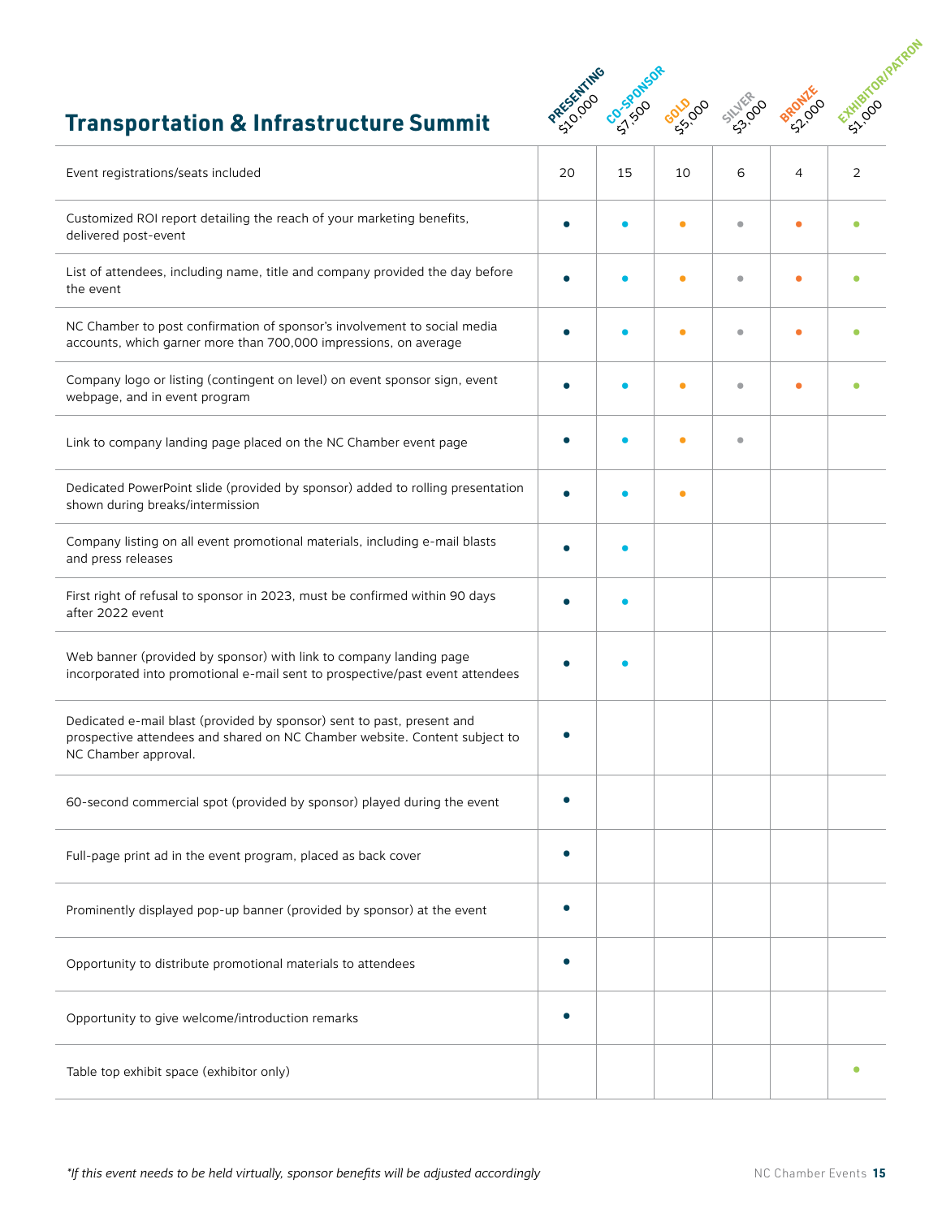# Transportation & Infrastructure Summit

| | PRESENTING $10,000 | CO-SPONSOR $7,500 | GOLD $5,000 | SILVER $3,000 | BRONZE $2,000 | EXHIBITOR/PATRON $1,000 |
|---|---|---|---|---|---|---|
| Event registrations/seats included | 20 | 15 | 10 | 6 | 4 | 2 |
| Customized ROI report detailing the reach of your marketing benefits, delivered post-event | • | • | • | • | • | • |
| List of attendees, including name, title and company provided the day before the event | • | • | • | • | • | • |
| NC Chamber to post confirmation of sponsor's involvement to social media accounts, which garner more than 700,000 impressions, on average | • | • | • | • | • | • |
| Company logo or listing (contingent on level) on event sponsor sign, event webpage, and in event program | • | • | • | • | • | • |
| Link to company landing page placed on the NC Chamber event page | • | • | • | • | | |
| Dedicated PowerPoint slide (provided by sponsor) added to rolling presentation shown during breaks/intermission | • | • | • | | | |
| Company listing on all event promotional materials, including e-mail blasts and press releases | • | • | | | | |
| First right of refusal to sponsor in 2023, must be confirmed within 90 days after 2022 event | • | • | | | | |
| Web banner (provided by sponsor) with link to company landing page incorporated into promotional e-mail sent to prospective/past event attendees | • | • | | | | |
| Dedicated e-mail blast (provided by sponsor) sent to past, present and prospective attendees and shared on NC Chamber website. Content subject to NC Chamber approval. | • | | | | | |
| 60-second commercial spot (provided by sponsor) played during the event | • | | | | | |
| Full-page print ad in the event program, placed as back cover | • | | | | | |
| Prominently displayed pop-up banner (provided by sponsor) at the event | • | | | | | |
| Opportunity to distribute promotional materials to attendees | • | | | | | |
| Opportunity to give welcome/introduction remarks | • | | | | | |
| Table top exhibit space (exhibitor only) | | | | | | • |

*\*If this event needs to be held virtually, sponsor benefits will be adjusted accordingly*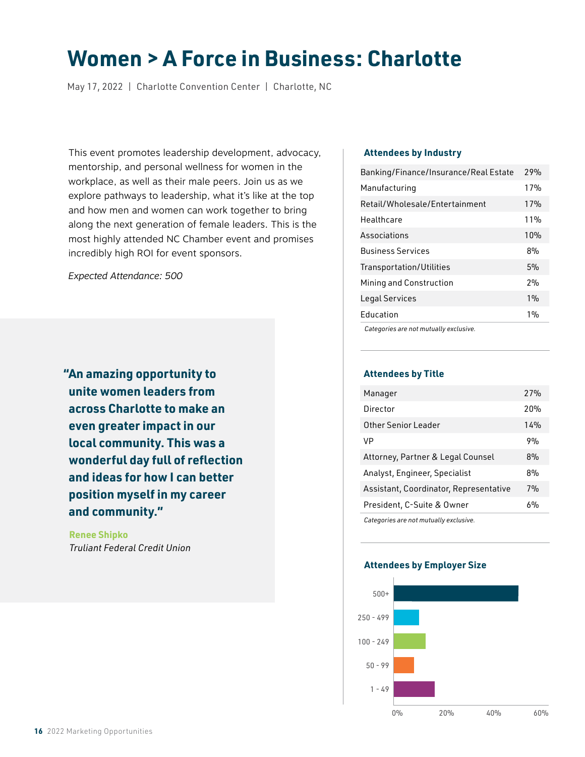# Women > A Force in Business: Charlotte

May 17, 2022 | Charlotte Convention Center | Charlotte, NC

This event promotes leadership development, advocacy, mentorship, and personal wellness for women in the workplace, as well as their male peers. Join us as we explore pathways to leadership, what it's like at the top and how men and women can work together to bring along the next generation of female leaders. This is the most highly attended NC Chamber event and promises incredibly high ROI for event sponsors.

*Expected Attendance: 500*

**"An amazing opportunity to unite women leaders from across Charlotte to make an even greater impact in our local community. This was a wonderful day full of reflection and ideas for how I can better position myself in my career and community."**

**Renee Shipko**
*Truliant Federal Credit Union*

### Attendees by Industry

| Industry | % |
|---|---|
| Banking/Finance/Insurance/Real Estate | 29% |
| Manufacturing | 17% |
| Retail/Wholesale/Entertainment | 17% |
| Healthcare | 11% |
| Associations | 10% |
| Business Services | 8% |
| Transportation/Utilities | 5% |
| Mining and Construction | 2% |
| Legal Services | 1% |
| Education | 1% |

*Categories are not mutually exclusive.*

### Attendees by Title

| Title | % |
|---|---|
| Manager | 27% |
| Director | 20% |
| Other Senior Leader | 14% |
| VP | 9% |
| Attorney, Partner & Legal Counsel | 8% |
| Analyst, Engineer, Specialist | 8% |
| Assistant, Coordinator, Representative | 7% |
| President, C-Suite & Owner | 6% |

*Categories are not mutually exclusive.*

### Attendees by Employer Size

| Employer Size |
|---|
| 500+ |
| 250 - 499 |
| 100 - 249 |
| 50 - 99 |
| 1 - 49 |

0% 20% 40% 60%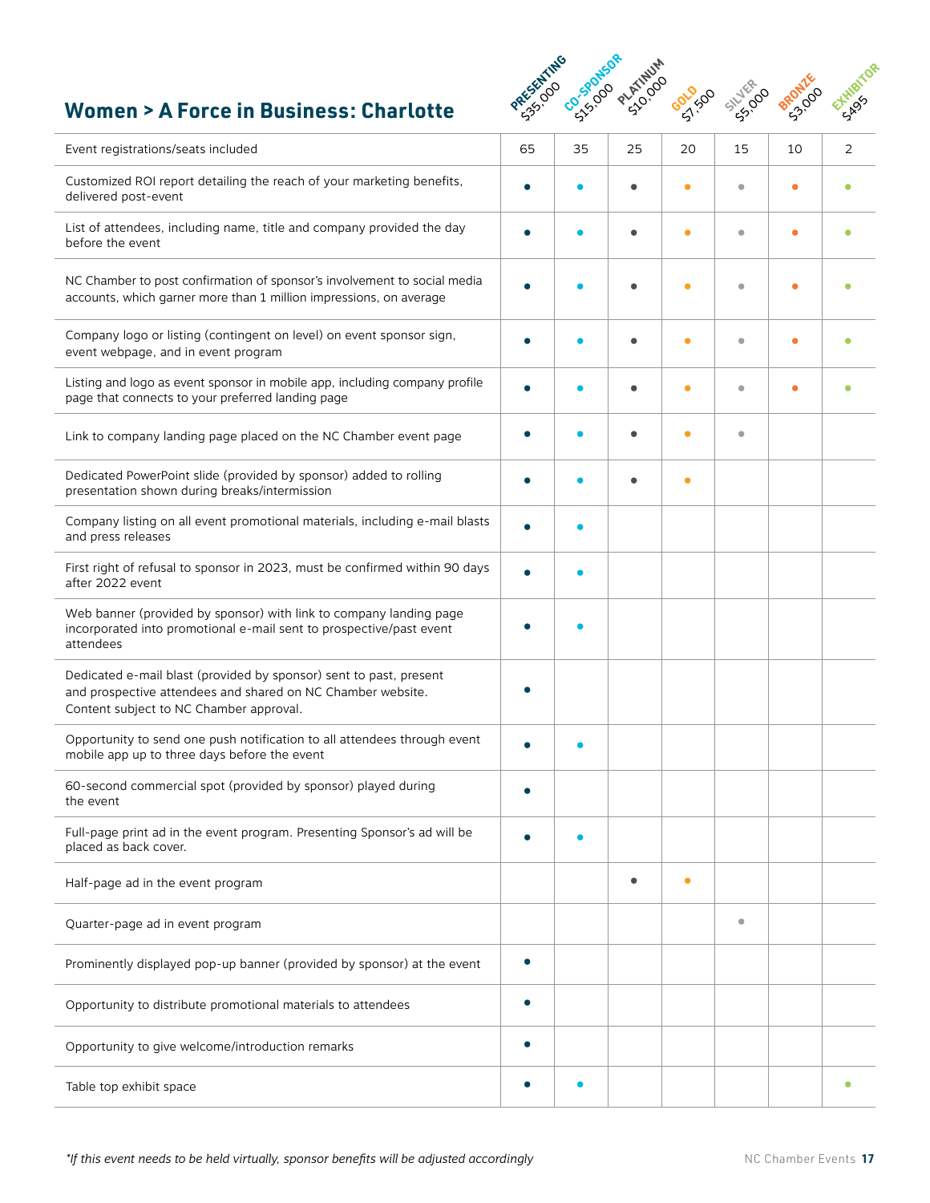## Women > A Force in Business: Charlotte

| | PRESENTING $35,000 | CO-SPONSOR $15,000 | PLATINUM $10,000 | GOLD $7,500 | SILVER $5,000 | BRONZE $3,000 | EXHIBITOR $495 |
|---|---|---|---|---|---|---|---|
| Event registrations/seats included | 65 | 35 | 25 | 20 | 15 | 10 | 2 |
| Customized ROI report detailing the reach of your marketing benefits, delivered post-event | • | • | • | • | • | • | • |
| List of attendees, including name, title and company provided the day before the event | • | • | • | • | • | • | • |
| NC Chamber to post confirmation of sponsor's involvement to social media accounts, which garner more than 1 million impressions, on average | • | • | • | • | • | • | • |
| Company logo or listing (contingent on level) on event sponsor sign, event webpage, and in event program | • | • | • | • | • | • | • |
| Listing and logo as event sponsor in mobile app, including company profile page that connects to your preferred landing page | • | • | • | • | • | • | • |
| Link to company landing page placed on the NC Chamber event page | • | • | • | • | • | | |
| Dedicated PowerPoint slide (provided by sponsor) added to rolling presentation shown during breaks/intermission | • | • | • | • | | | |
| Company listing on all event promotional materials, including e-mail blasts and press releases | • | • | | | | | |
| First right of refusal to sponsor in 2023, must be confirmed within 90 days after 2022 event | • | • | | | | | |
| Web banner (provided by sponsor) with link to company landing page incorporated into promotional e-mail sent to prospective/past event attendees | • | • | | | | | |
| Dedicated e-mail blast (provided by sponsor) sent to past, present and prospective attendees and shared on NC Chamber website. Content subject to NC Chamber approval. | • | | | | | | |
| Opportunity to send one push notification to all attendees through event mobile app up to three days before the event | • | • | | | | | |
| 60-second commercial spot (provided by sponsor) played during the event | • | | | | | | |
| Full-page print ad in the event program. Presenting Sponsor's ad will be placed as back cover. | • | • | | | | | |
| Half-page ad in the event program | | | • | • | | | |
| Quarter-page ad in event program | | | | | • | | |
| Prominently displayed pop-up banner (provided by sponsor) at the event | • | | | | | | |
| Opportunity to distribute promotional materials to attendees | • | | | | | | |
| Opportunity to give welcome/introduction remarks | • | | | | | | |
| Table top exhibit space | • | • | | | | | • |

*\*If this event needs to be held virtually, sponsor benefits will be adjusted accordingly*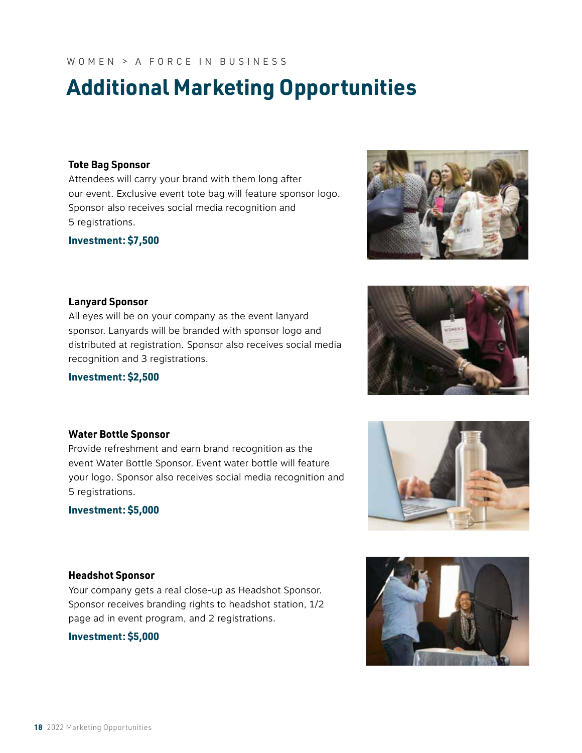WOMEN > A FORCE IN BUSINESS

# Additional Marketing Opportunities

**Tote Bag Sponsor**

Attendees will carry your brand with them long after our event. Exclusive event tote bag will feature sponsor logo. Sponsor also receives social media recognition and 5 registrations.

**Investment: $7,500**

**Lanyard Sponsor**

All eyes will be on your company as the event lanyard sponsor. Lanyards will be branded with sponsor logo and distributed at registration. Sponsor also receives social media recognition and 3 registrations.

**Investment: $2,500**

**Water Bottle Sponsor**

Provide refreshment and earn brand recognition as the event Water Bottle Sponsor. Event water bottle will feature your logo. Sponsor also receives social media recognition and 5 registrations.

**Investment: $5,000**

**Headshot Sponsor**

Your company gets a real close-up as Headshot Sponsor. Sponsor receives branding rights to headshot station, 1/2 page ad in event program, and 2 registrations.

**Investment: $5,000**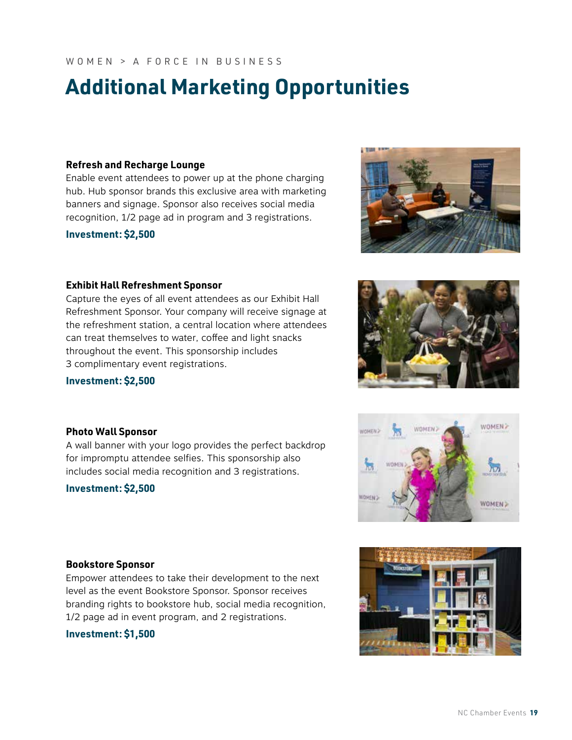WOMEN > A FORCE IN BUSINESS

# Additional Marketing Opportunities

### Refresh and Recharge Lounge

Enable event attendees to power up at the phone charging hub. Hub sponsor brands this exclusive area with marketing banners and signage. Sponsor also receives social media recognition, 1/2 page ad in program and 3 registrations.

**Investment: $2,500**

### Exhibit Hall Refreshment Sponsor

Capture the eyes of all event attendees as our Exhibit Hall Refreshment Sponsor. Your company will receive signage at the refreshment station, a central location where attendees can treat themselves to water, coffee and light snacks throughout the event. This sponsorship includes 3 complimentary event registrations.

**Investment: $2,500**

### Photo Wall Sponsor

A wall banner with your logo provides the perfect backdrop for impromptu attendee selfies. This sponsorship also includes social media recognition and 3 registrations.

**Investment: $2,500**

### Bookstore Sponsor

Empower attendees to take their development to the next level as the event Bookstore Sponsor. Sponsor receives branding rights to bookstore hub, social media recognition, 1/2 page ad in event program, and 2 registrations.

**Investment: $1,500**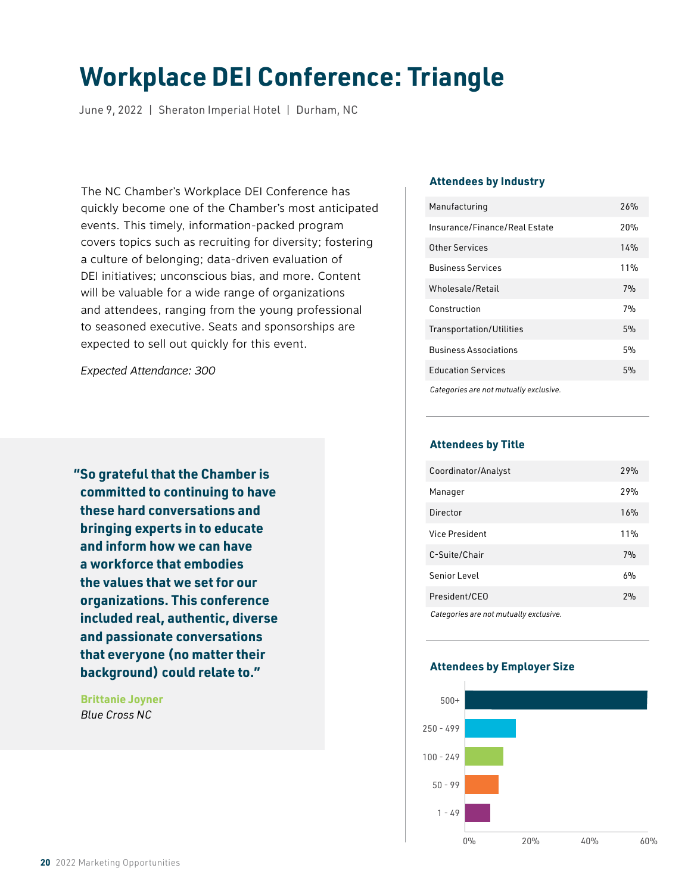# Workplace DEI Conference: Triangle

June 9, 2022 | Sheraton Imperial Hotel | Durham, NC

The NC Chamber's Workplace DEI Conference has quickly become one of the Chamber's most anticipated events. This timely, information-packed program covers topics such as recruiting for diversity; fostering a culture of belonging; data-driven evaluation of DEI initiatives; unconscious bias, and more. Content will be valuable for a wide range of organizations and attendees, ranging from the young professional to seasoned executive. Seats and sponsorships are expected to sell out quickly for this event.

*Expected Attendance: 300*

> **"So grateful that the Chamber is committed to continuing to have these hard conversations and bringing experts in to educate and inform how we can have a workforce that embodies the values that we set for our organizations. This conference included real, authentic, diverse and passionate conversations that everyone (no matter their background) could relate to."**
>
> **Brittanie Joyner**
> *Blue Cross NC*

### Attendees by Industry

| Industry | % |
|---|---|
| Manufacturing | 26% |
| Insurance/Finance/Real Estate | 20% |
| Other Services | 14% |
| Business Services | 11% |
| Wholesale/Retail | 7% |
| Construction | 7% |
| Transportation/Utilities | 5% |
| Business Associations | 5% |
| Education Services | 5% |

*Categories are not mutually exclusive.*

### Attendees by Title

| Title | % |
|---|---|
| Coordinator/Analyst | 29% |
| Manager | 29% |
| Director | 16% |
| Vice President | 11% |
| C-Suite/Chair | 7% |
| Senior Level | 6% |
| President/CEO | 2% |

*Categories are not mutually exclusive.*

### Attendees by Employer Size

| Employer Size |
|---|
| 500+ |
| 250 - 499 |
| 100 - 249 |
| 50 - 99 |
| 1 - 49 |

0% 20% 40% 60%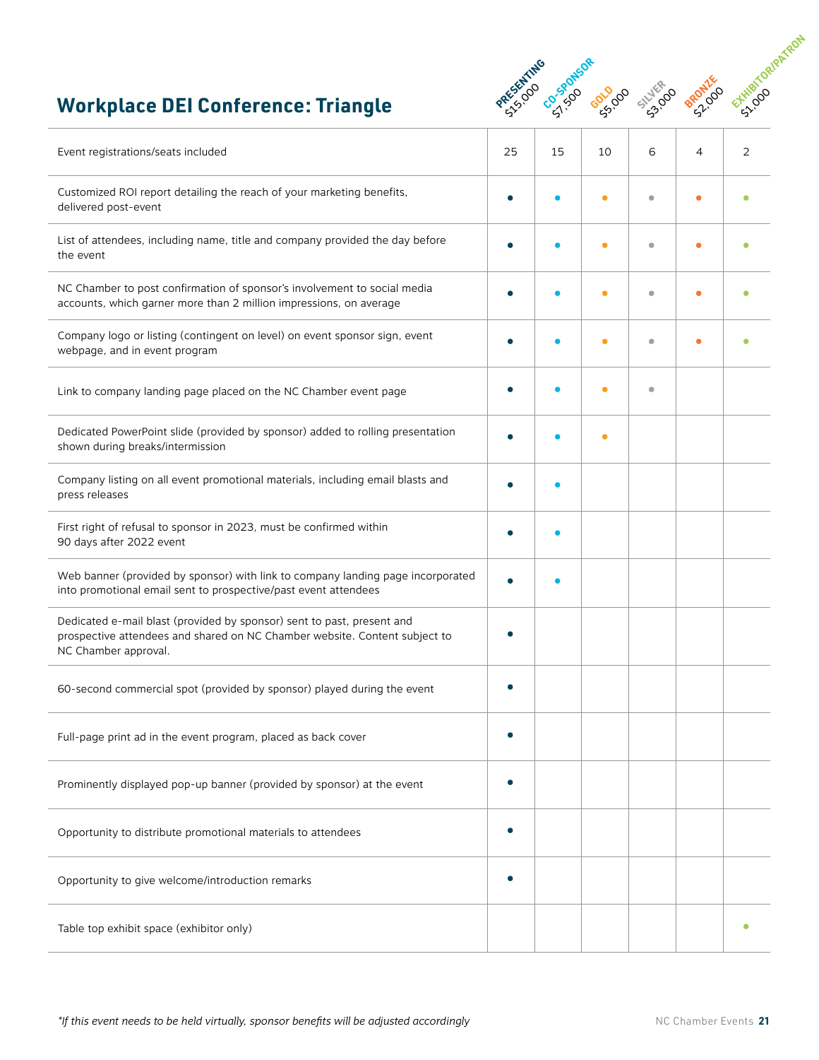## Workplace DEI Conference: Triangle

| | PRESENTING $15,000 | CO-SPONSOR $7,500 | GOLD $5,000 | SILVER $3,000 | BRONZE $2,000 | EXHIBITOR/PATRON $1,000 |
|---|---|---|---|---|---|---|
| Event registrations/seats included | 25 | 15 | 10 | 6 | 4 | 2 |
| Customized ROI report detailing the reach of your marketing benefits, delivered post-event | • | • | • | • | • | • |
| List of attendees, including name, title and company provided the day before the event | • | • | • | • | • | • |
| NC Chamber to post confirmation of sponsor's involvement to social media accounts, which garner more than 2 million impressions, on average | • | • | • | • | • | • |
| Company logo or listing (contingent on level) on event sponsor sign, event webpage, and in event program | • | • | • | • | • | • |
| Link to company landing page placed on the NC Chamber event page | • | • | • | • | | |
| Dedicated PowerPoint slide (provided by sponsor) added to rolling presentation shown during breaks/intermission | • | • | • | | | |
| Company listing on all event promotional materials, including email blasts and press releases | • | • | | | | |
| First right of refusal to sponsor in 2023, must be confirmed within 90 days after 2022 event | • | • | | | | |
| Web banner (provided by sponsor) with link to company landing page incorporated into promotional email sent to prospective/past event attendees | • | • | | | | |
| Dedicated e-mail blast (provided by sponsor) sent to past, present and prospective attendees and shared on NC Chamber website. Content subject to NC Chamber approval. | • | | | | | |
| 60-second commercial spot (provided by sponsor) played during the event | • | | | | | |
| Full-page print ad in the event program, placed as back cover | • | | | | | |
| Prominently displayed pop-up banner (provided by sponsor) at the event | • | | | | | |
| Opportunity to distribute promotional materials to attendees | • | | | | | |
| Opportunity to give welcome/introduction remarks | • | | | | | |
| Table top exhibit space (exhibitor only) | | | | | | • |

*\*If this event needs to be held virtually, sponsor benefits will be adjusted accordingly*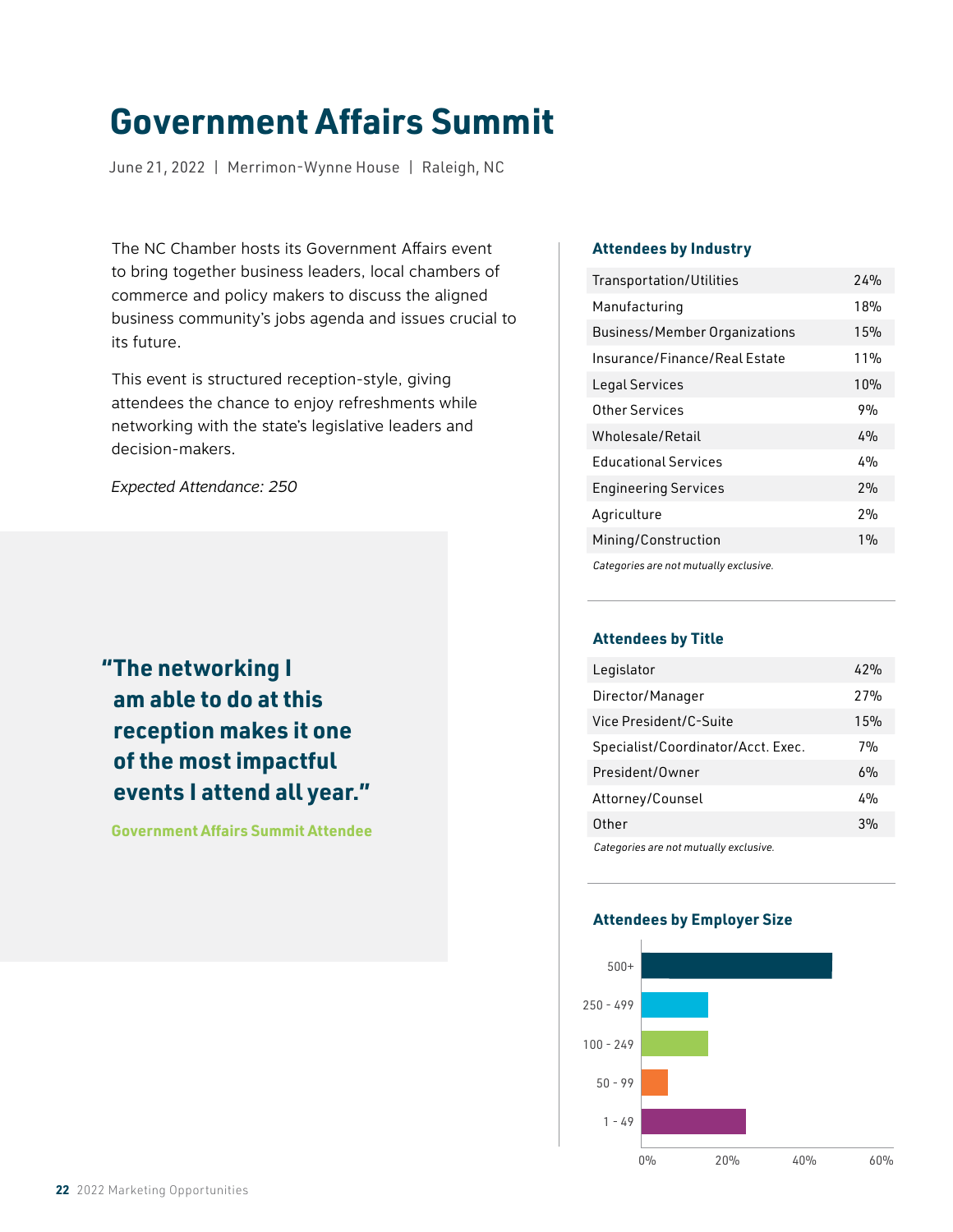# Government Affairs Summit

June 21, 2022 | Merrimon-Wynne House | Raleigh, NC

The NC Chamber hosts its Government Affairs event to bring together business leaders, local chambers of commerce and policy makers to discuss the aligned business community's jobs agenda and issues crucial to its future.

This event is structured reception-style, giving attendees the chance to enjoy refreshments while networking with the state's legislative leaders and decision-makers.

*Expected Attendance: 250*

> **"The networking I am able to do at this reception makes it one of the most impactful events I attend all year."**
>
> **Government Affairs Summit Attendee**

### Attendees by Industry

| Industry | % |
|---|---|
| Transportation/Utilities | 24% |
| Manufacturing | 18% |
| Business/Member Organizations | 15% |
| Insurance/Finance/Real Estate | 11% |
| Legal Services | 10% |
| Other Services | 9% |
| Wholesale/Retail | 4% |
| Educational Services | 4% |
| Engineering Services | 2% |
| Agriculture | 2% |
| Mining/Construction | 1% |

*Categories are not mutually exclusive.*

### Attendees by Title

| Title | % |
|---|---|
| Legislator | 42% |
| Director/Manager | 27% |
| Vice President/C-Suite | 15% |
| Specialist/Coordinator/Acct. Exec. | 7% |
| President/Owner | 6% |
| Attorney/Counsel | 4% |
| Other | 3% |

*Categories are not mutually exclusive.*

### Attendees by Employer Size

500+, 250 - 499, 100 - 249, 50 - 99, 1 - 49

0%, 20%, 40%, 60%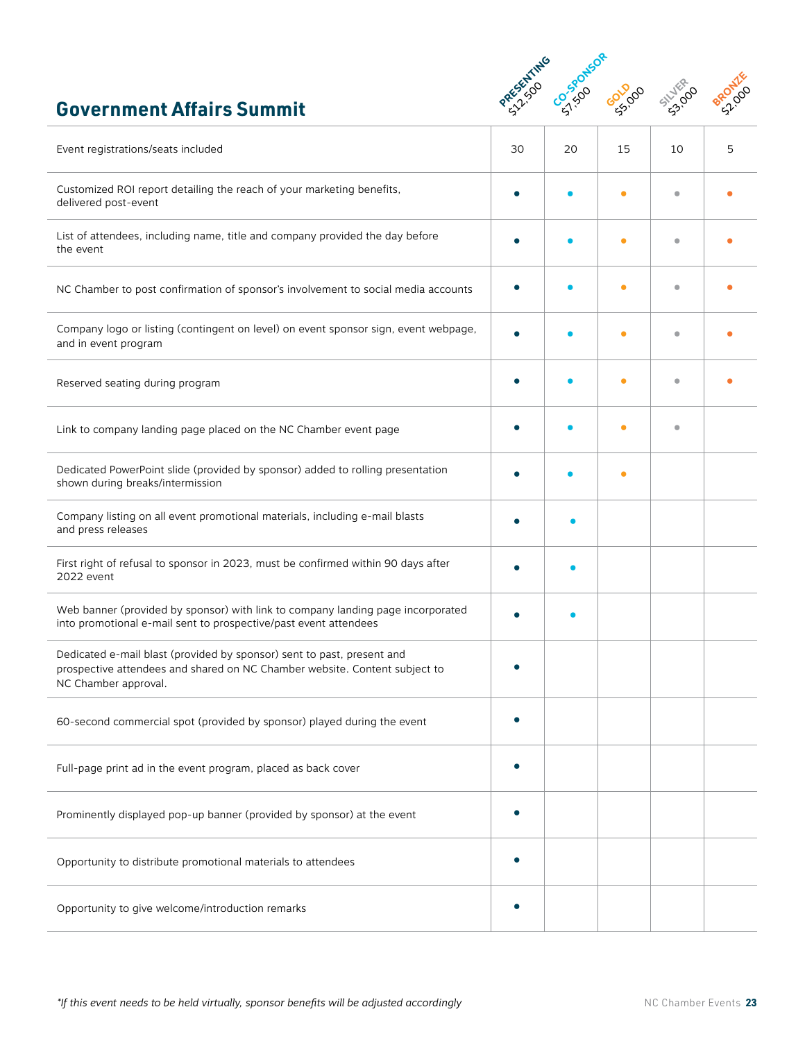## Government Affairs Summit

| | PRESENTING $12,500 | CO-SPONSOR $7,500 | GOLD $5,000 | SILVER $3,000 | BRONZE $2,000 |
|---|---|---|---|---|---|
| Event registrations/seats included | 30 | 20 | 15 | 10 | 5 |
| Customized ROI report detailing the reach of your marketing benefits, delivered post-event | • | • | • | • | • |
| List of attendees, including name, title and company provided the day before the event | • | • | • | • | • |
| NC Chamber to post confirmation of sponsor's involvement to social media accounts | • | • | • | • | • |
| Company logo or listing (contingent on level) on event sponsor sign, event webpage, and in event program | • | • | • | • | • |
| Reserved seating during program | • | • | • | • | • |
| Link to company landing page placed on the NC Chamber event page | • | • | • | • | |
| Dedicated PowerPoint slide (provided by sponsor) added to rolling presentation shown during breaks/intermission | • | • | • | | |
| Company listing on all event promotional materials, including e-mail blasts and press releases | • | • | | | |
| First right of refusal to sponsor in 2023, must be confirmed within 90 days after 2022 event | • | • | | | |
| Web banner (provided by sponsor) with link to company landing page incorporated into promotional e-mail sent to prospective/past event attendees | • | • | | | |
| Dedicated e-mail blast (provided by sponsor) sent to past, present and prospective attendees and shared on NC Chamber website. Content subject to NC Chamber approval. | • | | | | |
| 60-second commercial spot (provided by sponsor) played during the event | • | | | | |
| Full-page print ad in the event program, placed as back cover | • | | | | |
| Prominently displayed pop-up banner (provided by sponsor) at the event | • | | | | |
| Opportunity to distribute promotional materials to attendees | • | | | | |
| Opportunity to give welcome/introduction remarks | • | | | | |

*\*If this event needs to be held virtually, sponsor benefits will be adjusted accordingly*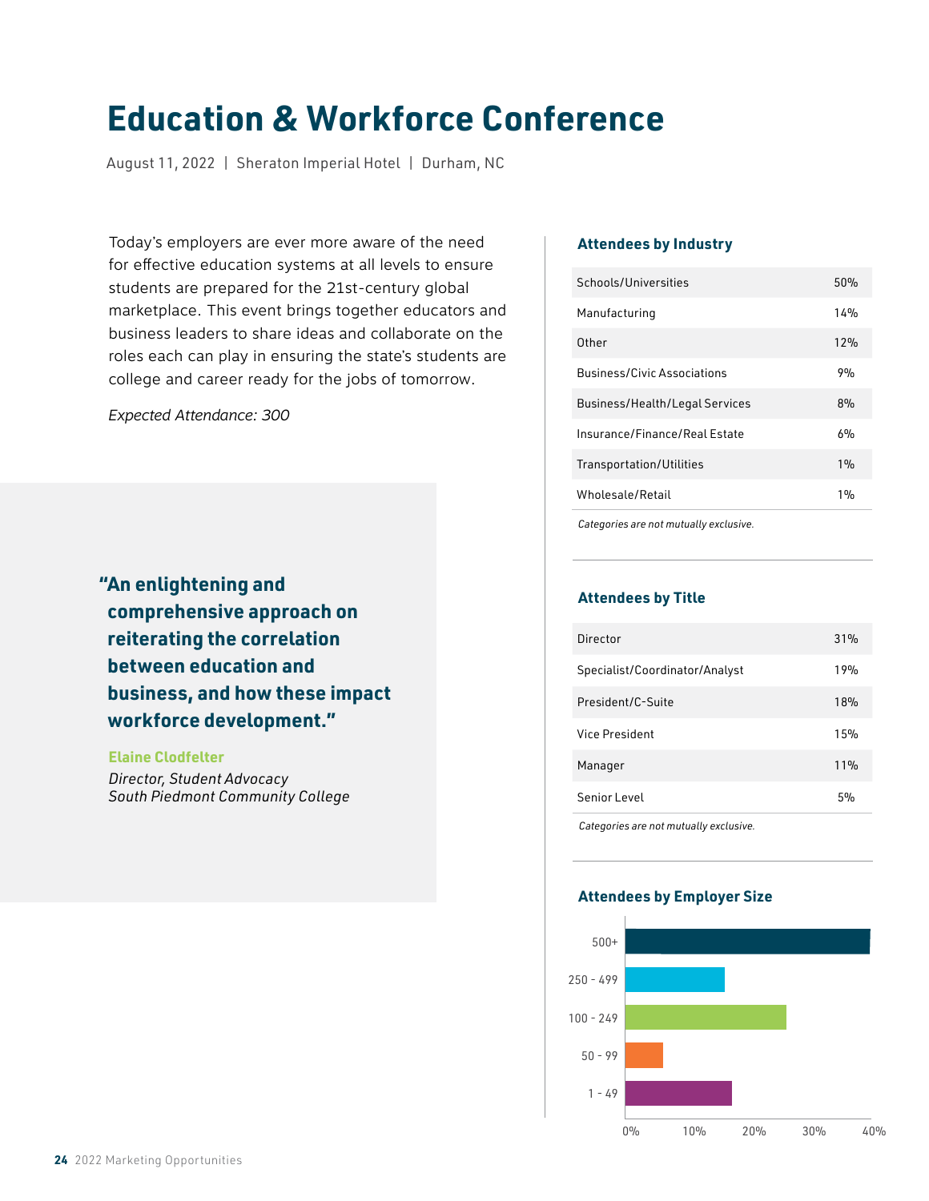# Education & Workforce Conference

August 11, 2022 | Sheraton Imperial Hotel | Durham, NC

Today's employers are ever more aware of the need for effective education systems at all levels to ensure students are prepared for the 21st-century global marketplace. This event brings together educators and business leaders to share ideas and collaborate on the roles each can play in ensuring the state's students are college and career ready for the jobs of tomorrow.

*Expected Attendance: 300*

> **"An enlightening and comprehensive approach on reiterating the correlation between education and business, and how these impact workforce development."**
>
> **Elaine Clodfelter**
> *Director, Student Advocacy*
> *South Piedmont Community College*

### Attendees by Industry

| Industry | % |
|---|---|
| Schools/Universities | 50% |
| Manufacturing | 14% |
| Other | 12% |
| Business/Civic Associations | 9% |
| Business/Health/Legal Services | 8% |
| Insurance/Finance/Real Estate | 6% |
| Transportation/Utilities | 1% |
| Wholesale/Retail | 1% |

*Categories are not mutually exclusive.*

### Attendees by Title

| Title | % |
|---|---|
| Director | 31% |
| Specialist/Coordinator/Analyst | 19% |
| President/C-Suite | 18% |
| Vice President | 15% |
| Manager | 11% |
| Senior Level | 5% |

*Categories are not mutually exclusive.*

### Attendees by Employer Size

Bar chart (x-axis: 0%, 10%, 20%, 30%, 40%); categories: 500+, 250 - 499, 100 - 249, 50 - 99, 1 - 49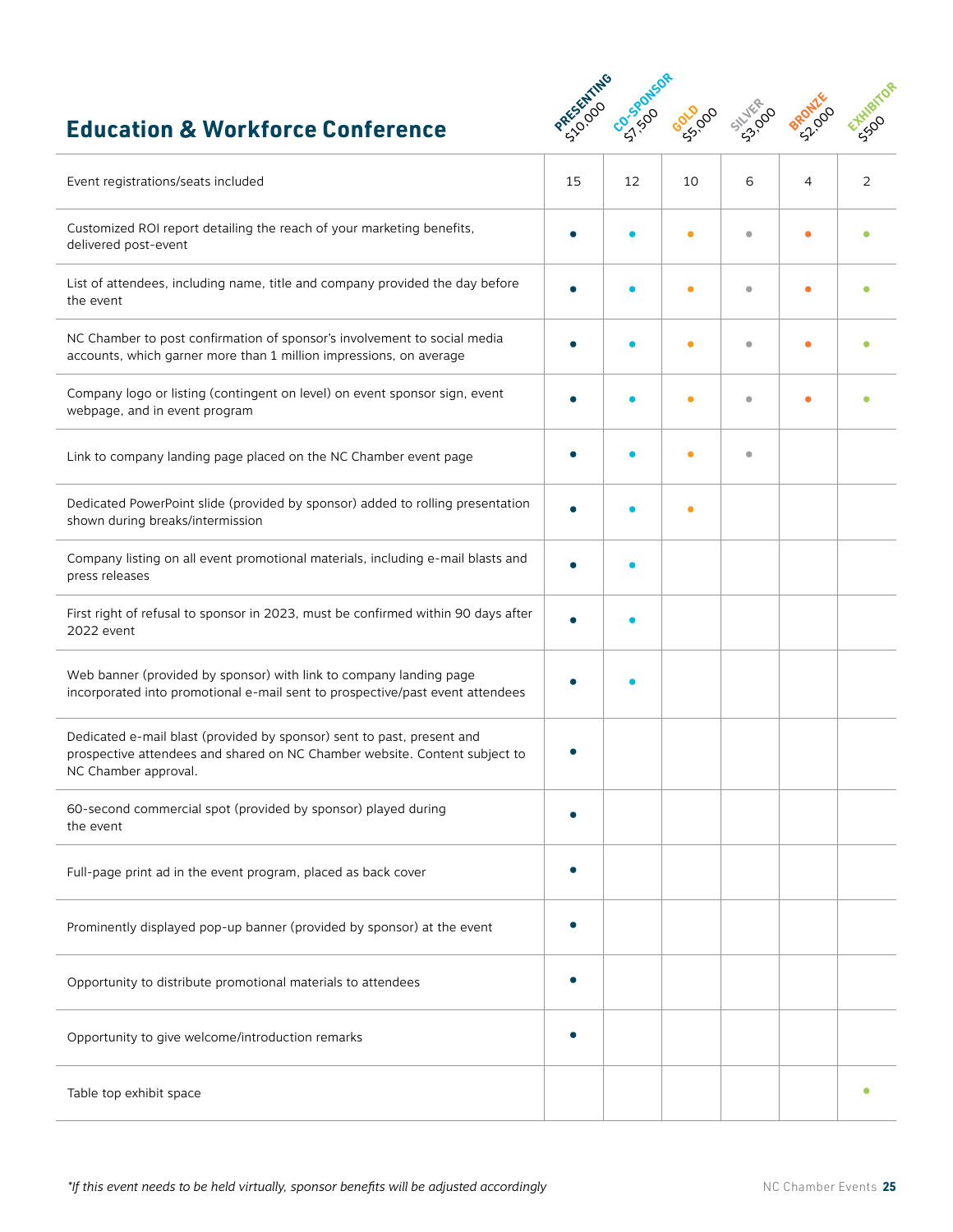## Education & Workforce Conference

| | PRESENTING $10,000 | CO-SPONSOR $7,500 | GOLD $5,000 | SILVER $3,000 | BRONZE $2,000 | EXHIBITOR $500 |
|---|---|---|---|---|---|---|
| Event registrations/seats included | 15 | 12 | 10 | 6 | 4 | 2 |
| Customized ROI report detailing the reach of your marketing benefits, delivered post-event | • | • | • | • | • | • |
| List of attendees, including name, title and company provided the day before the event | • | • | • | • | • | • |
| NC Chamber to post confirmation of sponsor's involvement to social media accounts, which garner more than 1 million impressions, on average | • | • | • | • | • | • |
| Company logo or listing (contingent on level) on event sponsor sign, event webpage, and in event program | • | • | • | • | • | • |
| Link to company landing page placed on the NC Chamber event page | • | • | • | • | | |
| Dedicated PowerPoint slide (provided by sponsor) added to rolling presentation shown during breaks/intermission | • | • | • | | | |
| Company listing on all event promotional materials, including e-mail blasts and press releases | • | • | | | | |
| First right of refusal to sponsor in 2023, must be confirmed within 90 days after 2022 event | • | • | | | | |
| Web banner (provided by sponsor) with link to company landing page incorporated into promotional e-mail sent to prospective/past event attendees | • | • | | | | |
| Dedicated e-mail blast (provided by sponsor) sent to past, present and prospective attendees and shared on NC Chamber website. Content subject to NC Chamber approval. | • | | | | | |
| 60-second commercial spot (provided by sponsor) played during the event | • | | | | | |
| Full-page print ad in the event program, placed as back cover | • | | | | | |
| Prominently displayed pop-up banner (provided by sponsor) at the event | • | | | | | |
| Opportunity to distribute promotional materials to attendees | • | | | | | |
| Opportunity to give welcome/introduction remarks | • | | | | | |
| Table top exhibit space | | | | | | • |

*\*If this event needs to be held virtually, sponsor benefits will be adjusted accordingly*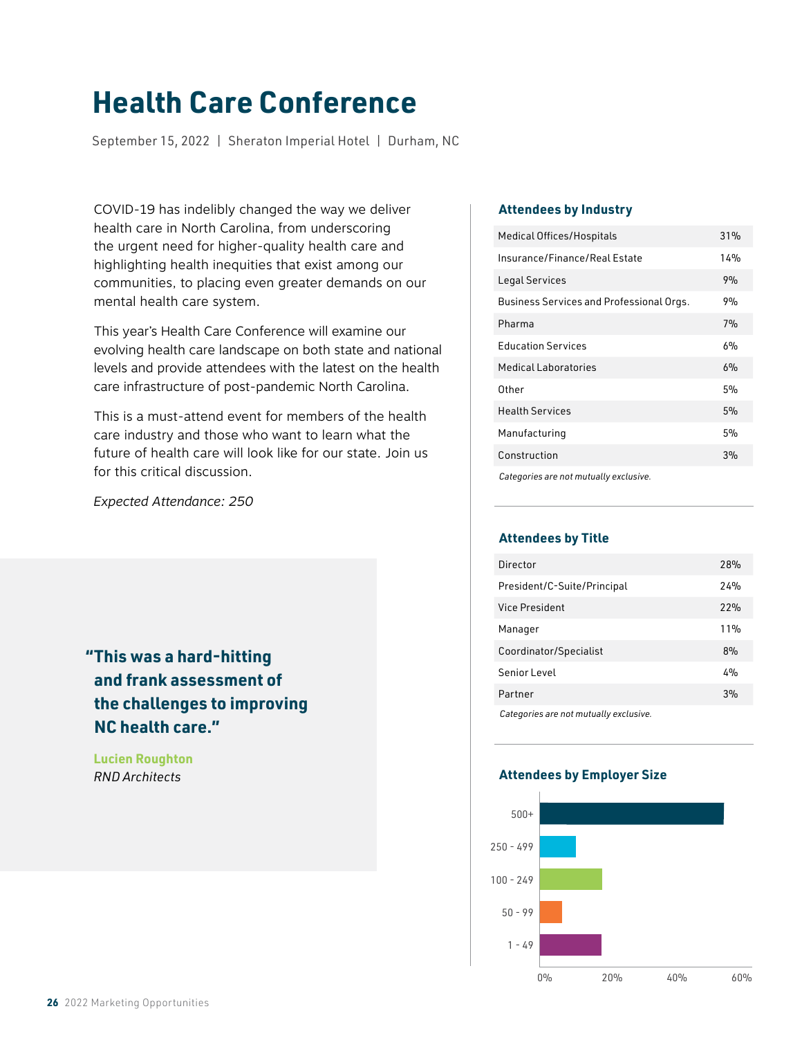# Health Care Conference

September 15, 2022 | Sheraton Imperial Hotel | Durham, NC

COVID-19 has indelibly changed the way we deliver health care in North Carolina, from underscoring the urgent need for higher-quality health care and highlighting health inequities that exist among our communities, to placing even greater demands on our mental health care system.

This year's Health Care Conference will examine our evolving health care landscape on both state and national levels and provide attendees with the latest on the health care infrastructure of post-pandemic North Carolina.

This is a must-attend event for members of the health care industry and those who want to learn what the future of health care will look like for our state. Join us for this critical discussion.

*Expected Attendance: 250*

> **"This was a hard-hitting and frank assessment of the challenges to improving NC health care."**
>
> **Lucien Roughton**
> *RND Architects*

### Attendees by Industry

| Industry | % |
|---|---|
| Medical Offices/Hospitals | 31% |
| Insurance/Finance/Real Estate | 14% |
| Legal Services | 9% |
| Business Services and Professional Orgs. | 9% |
| Pharma | 7% |
| Education Services | 6% |
| Medical Laboratories | 6% |
| Other | 5% |
| Health Services | 5% |
| Manufacturing | 5% |
| Construction | 3% |

*Categories are not mutually exclusive.*

### Attendees by Title

| Title | % |
|---|---|
| Director | 28% |
| President/C-Suite/Principal | 24% |
| Vice President | 22% |
| Manager | 11% |
| Coordinator/Specialist | 8% |
| Senior Level | 4% |
| Partner | 3% |

*Categories are not mutually exclusive.*

### Attendees by Employer Size

Bar chart (0%–60% scale) with categories: 500+, 250 - 499, 100 - 249, 50 - 99, 1 - 49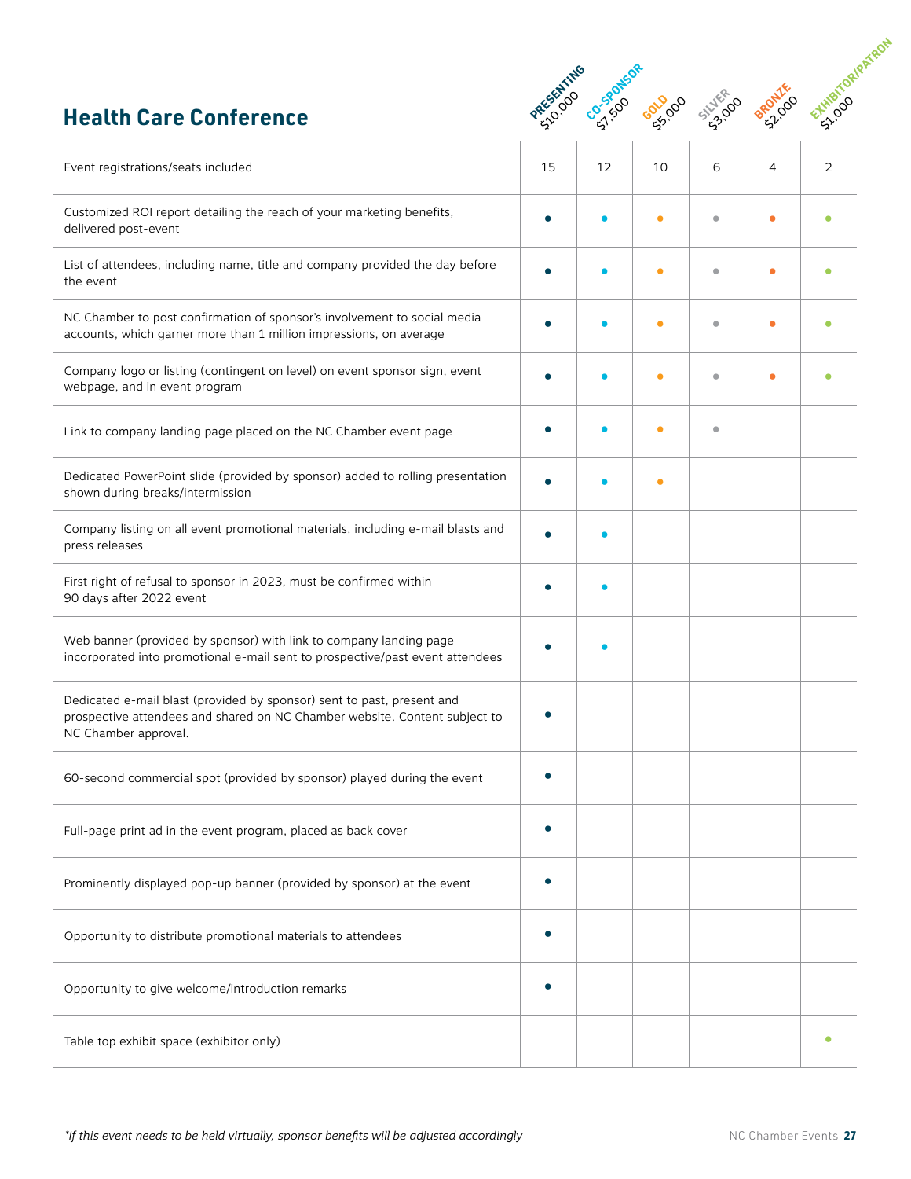## Health Care Conference

| | PRESENTING $10,000 | CO-SPONSOR $7,500 | GOLD $5,000 | SILVER $3,000 | BRONZE $2,000 | EXHIBITOR/PATRON $1,000 |
|---|---|---|---|---|---|---|
| Event registrations/seats included | 15 | 12 | 10 | 6 | 4 | 2 |
| Customized ROI report detailing the reach of your marketing benefits, delivered post-event | • | • | • | • | • | • |
| List of attendees, including name, title and company provided the day before the event | • | • | • | • | • | • |
| NC Chamber to post confirmation of sponsor's involvement to social media accounts, which garner more than 1 million impressions, on average | • | • | • | • | • | • |
| Company logo or listing (contingent on level) on event sponsor sign, event webpage, and in event program | • | • | • | • | • | • |
| Link to company landing page placed on the NC Chamber event page | • | • | • | • | | |
| Dedicated PowerPoint slide (provided by sponsor) added to rolling presentation shown during breaks/intermission | • | • | • | | | |
| Company listing on all event promotional materials, including e-mail blasts and press releases | • | • | | | | |
| First right of refusal to sponsor in 2023, must be confirmed within 90 days after 2022 event | • | • | | | | |
| Web banner (provided by sponsor) with link to company landing page incorporated into promotional e-mail sent to prospective/past event attendees | • | • | | | | |
| Dedicated e-mail blast (provided by sponsor) sent to past, present and prospective attendees and shared on NC Chamber website. Content subject to NC Chamber approval. | • | | | | | |
| 60-second commercial spot (provided by sponsor) played during the event | • | | | | | |
| Full-page print ad in the event program, placed as back cover | • | | | | | |
| Prominently displayed pop-up banner (provided by sponsor) at the event | • | | | | | |
| Opportunity to distribute promotional materials to attendees | • | | | | | |
| Opportunity to give welcome/introduction remarks | • | | | | | |
| Table top exhibit space (exhibitor only) | | | | | | • |

*\*If this event needs to be held virtually, sponsor benefits will be adjusted accordingly*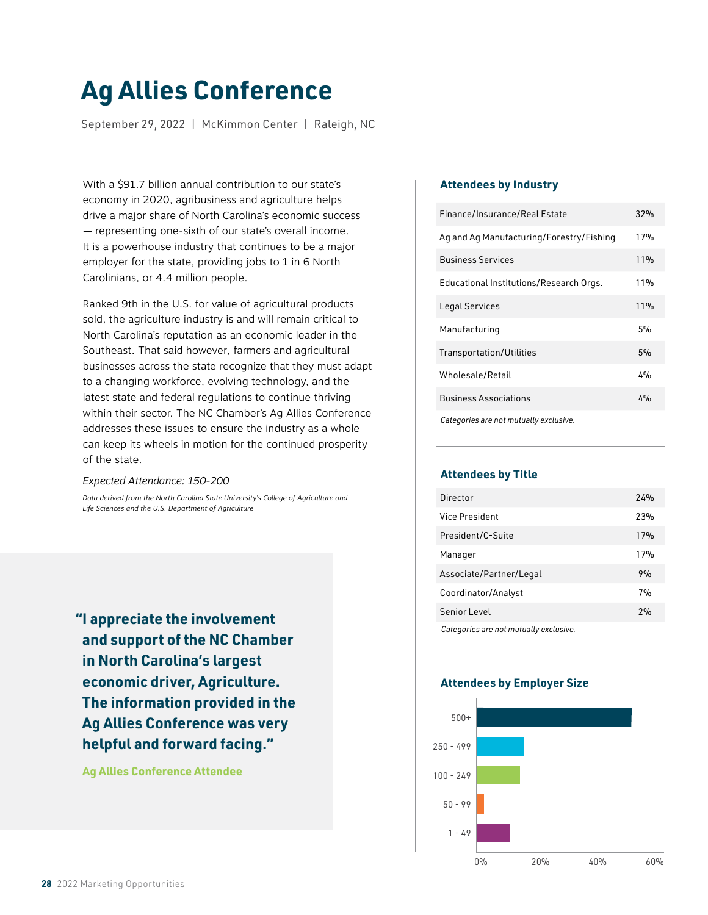# Ag Allies Conference

September 29, 2022 | McKimmon Center | Raleigh, NC

With a $91.7 billion annual contribution to our state's economy in 2020, agribusiness and agriculture helps drive a major share of North Carolina's economic success — representing one-sixth of our state's overall income. It is a powerhouse industry that continues to be a major employer for the state, providing jobs to 1 in 6 North Carolinians, or 4.4 million people.

Ranked 9th in the U.S. for value of agricultural products sold, the agriculture industry is and will remain critical to North Carolina's reputation as an economic leader in the Southeast. That said however, farmers and agricultural businesses across the state recognize that they must adapt to a changing workforce, evolving technology, and the latest state and federal regulations to continue thriving within their sector. The NC Chamber's Ag Allies Conference addresses these issues to ensure the industry as a whole can keep its wheels in motion for the continued prosperity of the state.

*Expected Attendance: 150-200*

*Data derived from the North Carolina State University's College of Agriculture and Life Sciences and the U.S. Department of Agriculture*

> **"I appreciate the involvement and support of the NC Chamber in North Carolina's largest economic driver, Agriculture. The information provided in the Ag Allies Conference was very helpful and forward facing."**
>
> **Ag Allies Conference Attendee**

### Attendees by Industry

| Industry | % |
|---|---|
| Finance/Insurance/Real Estate | 32% |
| Ag and Ag Manufacturing/Forestry/Fishing | 17% |
| Business Services | 11% |
| Educational Institutions/Research Orgs. | 11% |
| Legal Services | 11% |
| Manufacturing | 5% |
| Transportation/Utilities | 5% |
| Wholesale/Retail | 4% |
| Business Associations | 4% |

*Categories are not mutually exclusive.*

### Attendees by Title

| Title | % |
|---|---|
| Director | 24% |
| Vice President | 23% |
| President/C-Suite | 17% |
| Manager | 17% |
| Associate/Partner/Legal | 9% |
| Coordinator/Analyst | 7% |
| Senior Level | 2% |

*Categories are not mutually exclusive.*

### Attendees by Employer Size

| Employer Size | Share (approx.) |
|---|---|
| 500+ | ~54% |
| 250 - 499 | ~17% |
| 100 - 249 | ~15% |
| 50 - 99 | ~3% |
| 1 - 49 | ~12% |

Axis: 0%, 20%, 40%, 60%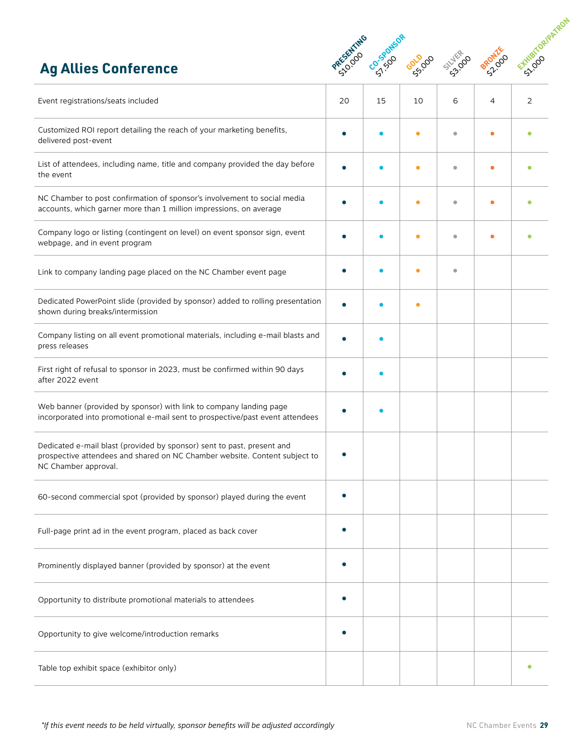## Ag Allies Conference

| | PRESENTING $10,000 | CO-SPONSOR $7,500 | GOLD $5,000 | SILVER $3,000 | BRONZE $2,000 | EXHIBITOR/PATRON $1,000 |
|---|---|---|---|---|---|---|
| Event registrations/seats included | 20 | 15 | 10 | 6 | 4 | 2 |
| Customized ROI report detailing the reach of your marketing benefits, delivered post-event | • | • | • | • | • | • |
| List of attendees, including name, title and company provided the day before the event | • | • | • | • | • | • |
| NC Chamber to post confirmation of sponsor's involvement to social media accounts, which garner more than 1 million impressions, on average | • | • | • | • | • | • |
| Company logo or listing (contingent on level) on event sponsor sign, event webpage, and in event program | • | • | • | • | • | • |
| Link to company landing page placed on the NC Chamber event page | • | • | • | • | | |
| Dedicated PowerPoint slide (provided by sponsor) added to rolling presentation shown during breaks/intermission | • | • | • | | | |
| Company listing on all event promotional materials, including e-mail blasts and press releases | • | • | | | | |
| First right of refusal to sponsor in 2023, must be confirmed within 90 days after 2022 event | • | • | | | | |
| Web banner (provided by sponsor) with link to company landing page incorporated into promotional e-mail sent to prospective/past event attendees | • | • | | | | |
| Dedicated e-mail blast (provided by sponsor) sent to past, present and prospective attendees and shared on NC Chamber website. Content subject to NC Chamber approval. | • | | | | | |
| 60-second commercial spot (provided by sponsor) played during the event | • | | | | | |
| Full-page print ad in the event program, placed as back cover | • | | | | | |
| Prominently displayed banner (provided by sponsor) at the event | • | | | | | |
| Opportunity to distribute promotional materials to attendees | • | | | | | |
| Opportunity to give welcome/introduction remarks | • | | | | | |
| Table top exhibit space (exhibitor only) | | | | | | • |

*\*If this event needs to be held virtually, sponsor benefits will be adjusted accordingly*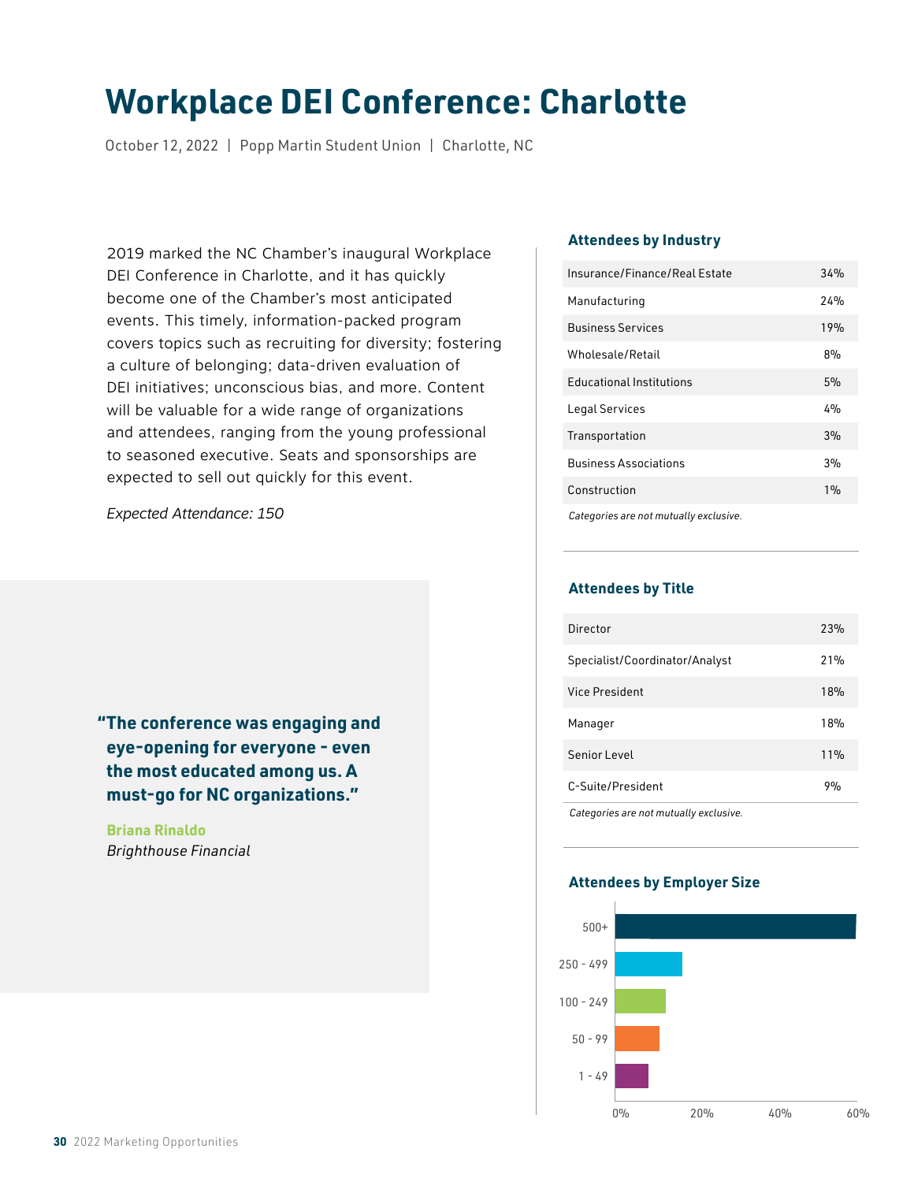# Workplace DEI Conference: Charlotte

October 12, 2022 | Popp Martin Student Union | Charlotte, NC

2019 marked the NC Chamber's inaugural Workplace DEI Conference in Charlotte, and it has quickly become one of the Chamber's most anticipated events. This timely, information-packed program covers topics such as recruiting for diversity; fostering a culture of belonging; data-driven evaluation of DEI initiatives; unconscious bias, and more. Content will be valuable for a wide range of organizations and attendees, ranging from the young professional to seasoned executive. Seats and sponsorships are expected to sell out quickly for this event.

*Expected Attendance: 150*

> **"The conference was engaging and eye-opening for everyone - even the most educated among us. A must-go for NC organizations."**
>
> **Briana Rinaldo**
> *Brighthouse Financial*

### Attendees by Industry

| Industry | % |
|---|---|
| Insurance/Finance/Real Estate | 34% |
| Manufacturing | 24% |
| Business Services | 19% |
| Wholesale/Retail | 8% |
| Educational Institutions | 5% |
| Legal Services | 4% |
| Transportation | 3% |
| Business Associations | 3% |
| Construction | 1% |

*Categories are not mutually exclusive.*

### Attendees by Title

| Title | % |
|---|---|
| Director | 23% |
| Specialist/Coordinator/Analyst | 21% |
| Vice President | 18% |
| Manager | 18% |
| Senior Level | 11% |
| C-Suite/President | 9% |

*Categories are not mutually exclusive.*

### Attendees by Employer Size

Bar chart categories: 500+, 250 - 499, 100 - 249, 50 - 99, 1 - 49 (axis: 0%, 20%, 40%, 60%)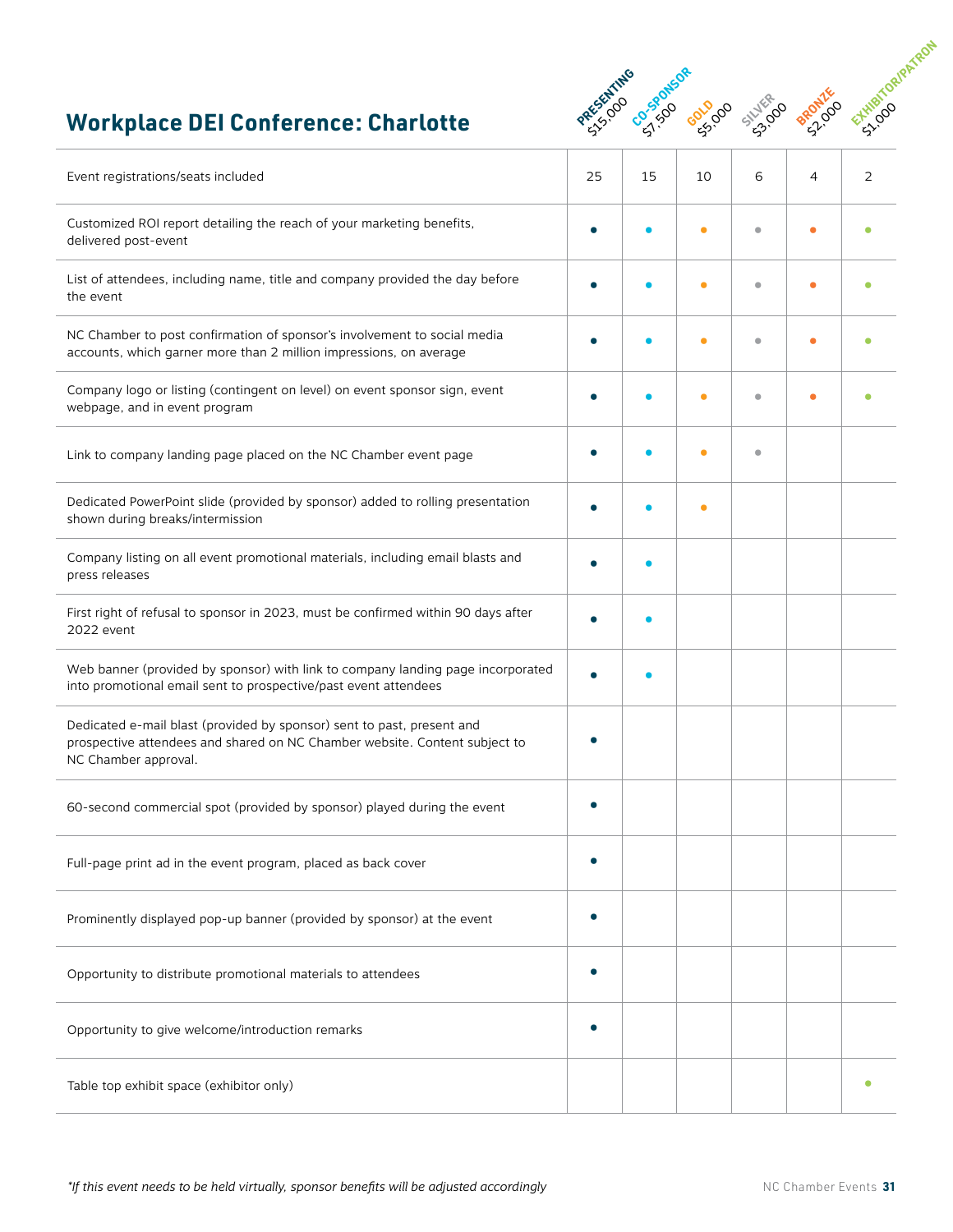## Workplace DEI Conference: Charlotte

| | PRESENTING $15,000 | CO-SPONSOR $7,500 | GOLD $5,000 | SILVER $3,000 | BRONZE $2,000 | EXHIBITOR/PATRON $1,000 |
|---|---|---|---|---|---|---|
| Event registrations/seats included | 25 | 15 | 10 | 6 | 4 | 2 |
| Customized ROI report detailing the reach of your marketing benefits, delivered post-event | • | • | • | • | • | • |
| List of attendees, including name, title and company provided the day before the event | • | • | • | • | • | • |
| NC Chamber to post confirmation of sponsor's involvement to social media accounts, which garner more than 2 million impressions, on average | • | • | • | • | • | • |
| Company logo or listing (contingent on level) on event sponsor sign, event webpage, and in event program | • | • | • | • | • | • |
| Link to company landing page placed on the NC Chamber event page | • | • | • | • | | |
| Dedicated PowerPoint slide (provided by sponsor) added to rolling presentation shown during breaks/intermission | • | • | • | | | |
| Company listing on all event promotional materials, including email blasts and press releases | • | • | | | | |
| First right of refusal to sponsor in 2023, must be confirmed within 90 days after 2022 event | • | • | | | | |
| Web banner (provided by sponsor) with link to company landing page incorporated into promotional email sent to prospective/past event attendees | • | • | | | | |
| Dedicated e-mail blast (provided by sponsor) sent to past, present and prospective attendees and shared on NC Chamber website. Content subject to NC Chamber approval. | • | | | | | |
| 60-second commercial spot (provided by sponsor) played during the event | • | | | | | |
| Full-page print ad in the event program, placed as back cover | • | | | | | |
| Prominently displayed pop-up banner (provided by sponsor) at the event | • | | | | | |
| Opportunity to distribute promotional materials to attendees | • | | | | | |
| Opportunity to give welcome/introduction remarks | • | | | | | |
| Table top exhibit space (exhibitor only) | | | | | | • |

*\*If this event needs to be held virtually, sponsor benefits will be adjusted accordingly*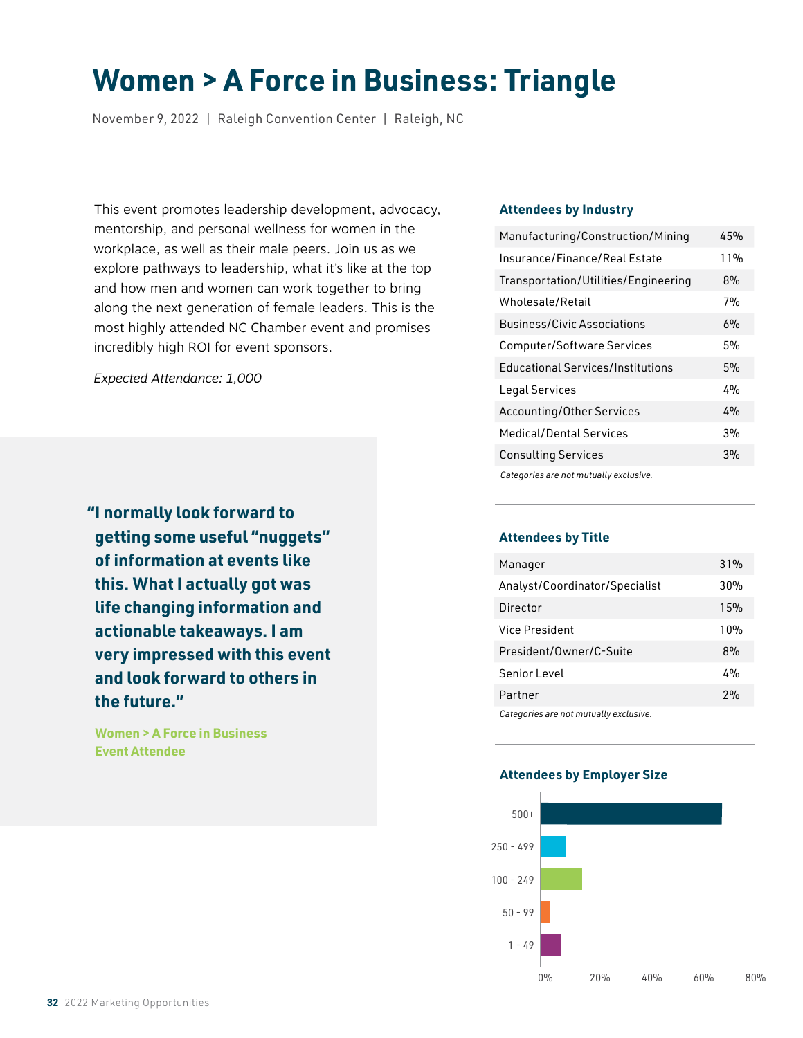# Women > A Force in Business: Triangle

November 9, 2022 | Raleigh Convention Center | Raleigh, NC

This event promotes leadership development, advocacy, mentorship, and personal wellness for women in the workplace, as well as their male peers. Join us as we explore pathways to leadership, what it's like at the top and how men and women can work together to bring along the next generation of female leaders. This is the most highly attended NC Chamber event and promises incredibly high ROI for event sponsors.

*Expected Attendance: 1,000*

> **"I normally look forward to getting some useful "nuggets" of information at events like this. What I actually got was life changing information and actionable takeaways. I am very impressed with this event and look forward to others in the future."**
>
> **Women > A Force in Business Event Attendee**

### Attendees by Industry

| Industry | % |
|---|---|
| Manufacturing/Construction/Mining | 45% |
| Insurance/Finance/Real Estate | 11% |
| Transportation/Utilities/Engineering | 8% |
| Wholesale/Retail | 7% |
| Business/Civic Associations | 6% |
| Computer/Software Services | 5% |
| Educational Services/Institutions | 5% |
| Legal Services | 4% |
| Accounting/Other Services | 4% |
| Medical/Dental Services | 3% |
| Consulting Services | 3% |

*Categories are not mutually exclusive.*

### Attendees by Title

| Title | % |
|---|---|
| Manager | 31% |
| Analyst/Coordinator/Specialist | 30% |
| Director | 15% |
| Vice President | 10% |
| President/Owner/C-Suite | 8% |
| Senior Level | 4% |
| Partner | 2% |

*Categories are not mutually exclusive.*

### Attendees by Employer Size

| Employer Size | Approx. % |
|---|---|
| 500+ | ~70% |
| 250 - 499 | ~10% |
| 100 - 249 | ~16% |
| 50 - 99 | ~4% |
| 1 - 49 | ~8% |

(Chart axis: 0%, 20%, 40%, 60%, 80%)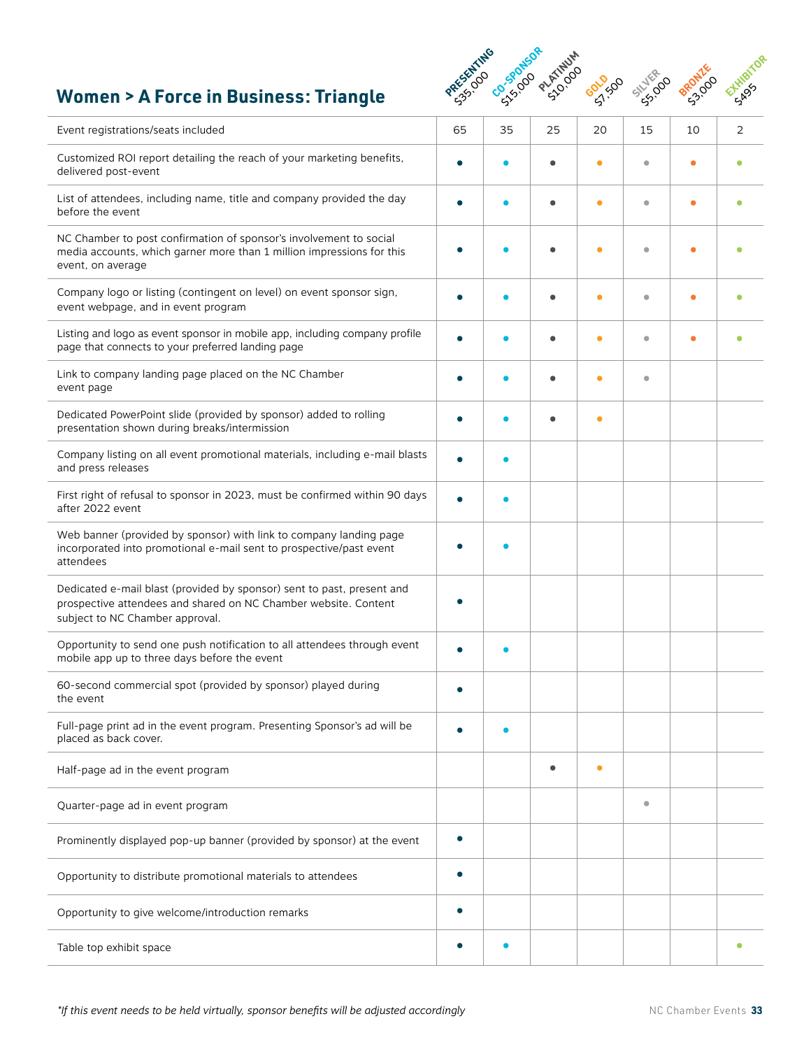## Women > A Force in Business: Triangle

| | PRESENTING $35,000 | CO-SPONSOR $15,000 | PLATINUM $10,000 | GOLD $7,500 | SILVER $5,000 | BRONZE $3,000 | EXHIBITOR $495 |
|---|---|---|---|---|---|---|---|
| Event registrations/seats included | 65 | 35 | 25 | 20 | 15 | 10 | 2 |
| Customized ROI report detailing the reach of your marketing benefits, delivered post-event | • | • | • | • | • | • | • |
| List of attendees, including name, title and company provided the day before the event | • | • | • | • | • | • | • |
| NC Chamber to post confirmation of sponsor's involvement to social media accounts, which garner more than 1 million impressions for this event, on average | • | • | • | • | • | • | • |
| Company logo or listing (contingent on level) on event sponsor sign, event webpage, and in event program | • | • | • | • | • | • | • |
| Listing and logo as event sponsor in mobile app, including company profile page that connects to your preferred landing page | • | • | • | • | • | • | • |
| Link to company landing page placed on the NC Chamber event page | • | • | • | • | • | | |
| Dedicated PowerPoint slide (provided by sponsor) added to rolling presentation shown during breaks/intermission | • | • | • | • | | | |
| Company listing on all event promotional materials, including e-mail blasts and press releases | • | • | | | | | |
| First right of refusal to sponsor in 2023, must be confirmed within 90 days after 2022 event | • | • | | | | | |
| Web banner (provided by sponsor) with link to company landing page incorporated into promotional e-mail sent to prospective/past event attendees | • | • | | | | | |
| Dedicated e-mail blast (provided by sponsor) sent to past, present and prospective attendees and shared on NC Chamber website. Content subject to NC Chamber approval. | • | | | | | | |
| Opportunity to send one push notification to all attendees through event mobile app up to three days before the event | • | • | | | | | |
| 60-second commercial spot (provided by sponsor) played during the event | • | | | | | | |
| Full-page print ad in the event program. Presenting Sponsor's ad will be placed as back cover. | • | • | | | | | |
| Half-page ad in the event program | | | • | • | | | |
| Quarter-page ad in event program | | | | | • | | |
| Prominently displayed pop-up banner (provided by sponsor) at the event | • | | | | | | |
| Opportunity to distribute promotional materials to attendees | • | | | | | | |
| Opportunity to give welcome/introduction remarks | • | | | | | | |
| Table top exhibit space | • | • | | | | | • |

*\*If this event needs to be held virtually, sponsor benefits will be adjusted accordingly*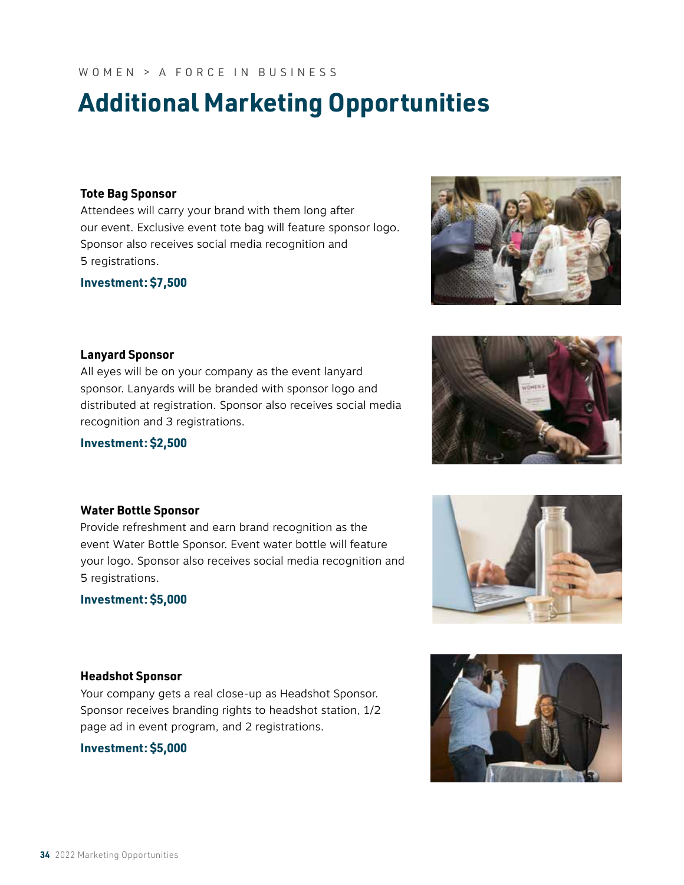WOMEN > A FORCE IN BUSINESS

# Additional Marketing Opportunities

**Tote Bag Sponsor**

Attendees will carry your brand with them long after our event. Exclusive event tote bag will feature sponsor logo. Sponsor also receives social media recognition and 5 registrations.

**Investment: $7,500**

**Lanyard Sponsor**

All eyes will be on your company as the event lanyard sponsor. Lanyards will be branded with sponsor logo and distributed at registration. Sponsor also receives social media recognition and 3 registrations.

**Investment: $2,500**

**Water Bottle Sponsor**

Provide refreshment and earn brand recognition as the event Water Bottle Sponsor. Event water bottle will feature your logo. Sponsor also receives social media recognition and 5 registrations.

**Investment: $5,000**

**Headshot Sponsor**

Your company gets a real close-up as Headshot Sponsor. Sponsor receives branding rights to headshot station, 1/2 page ad in event program, and 2 registrations.

**Investment: $5,000**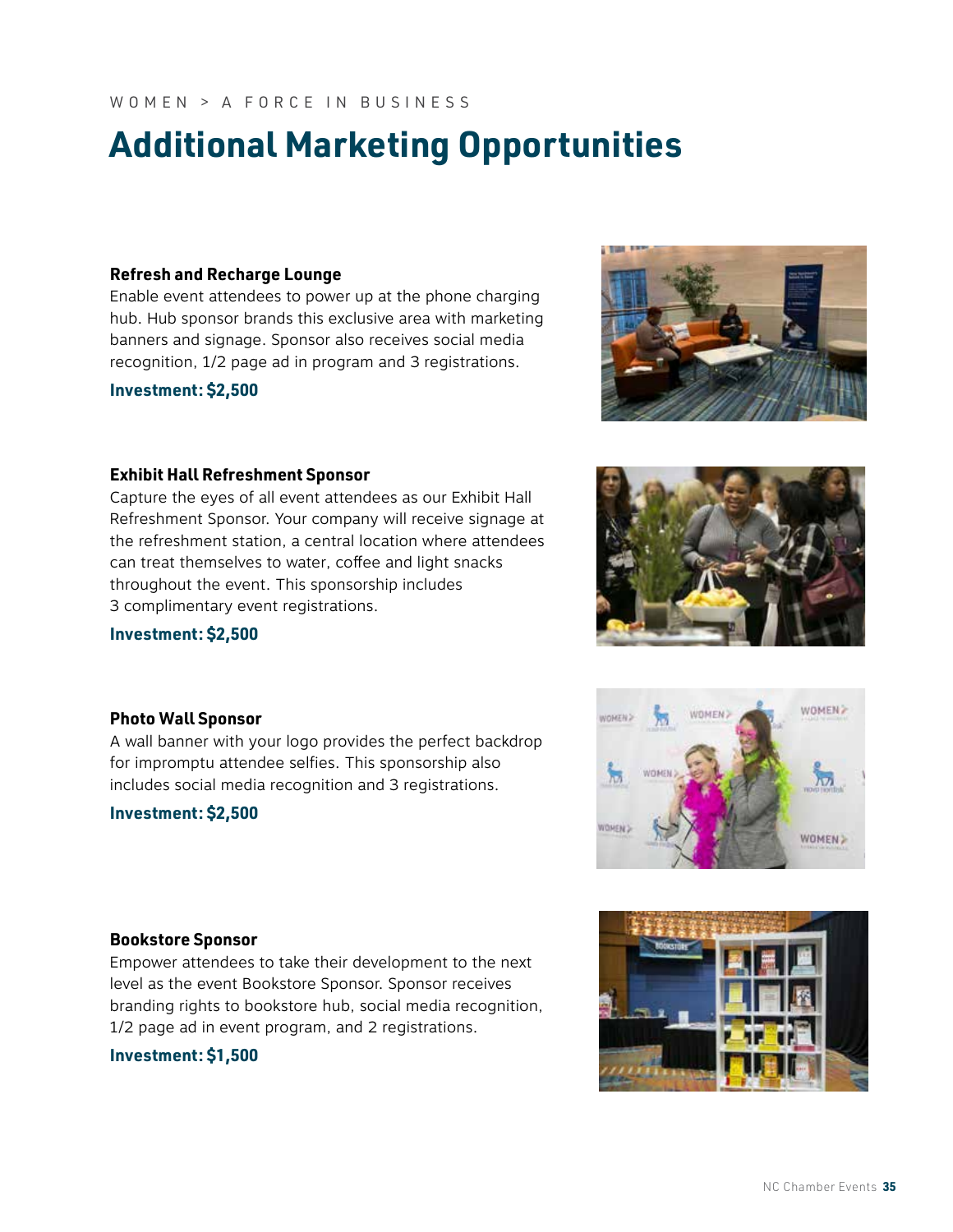WOMEN > A FORCE IN BUSINESS

# Additional Marketing Opportunities

### Refresh and Recharge Lounge

Enable event attendees to power up at the phone charging hub. Hub sponsor brands this exclusive area with marketing banners and signage. Sponsor also receives social media recognition, 1/2 page ad in program and 3 registrations.

**Investment: $2,500**

### Exhibit Hall Refreshment Sponsor

Capture the eyes of all event attendees as our Exhibit Hall Refreshment Sponsor. Your company will receive signage at the refreshment station, a central location where attendees can treat themselves to water, coffee and light snacks throughout the event. This sponsorship includes 3 complimentary event registrations.

**Investment: $2,500**

### Photo Wall Sponsor

A wall banner with your logo provides the perfect backdrop for impromptu attendee selfies. This sponsorship also includes social media recognition and 3 registrations.

**Investment: $2,500**

### Bookstore Sponsor

Empower attendees to take their development to the next level as the event Bookstore Sponsor. Sponsor receives branding rights to bookstore hub, social media recognition, 1/2 page ad in event program, and 2 registrations.

**Investment: $1,500**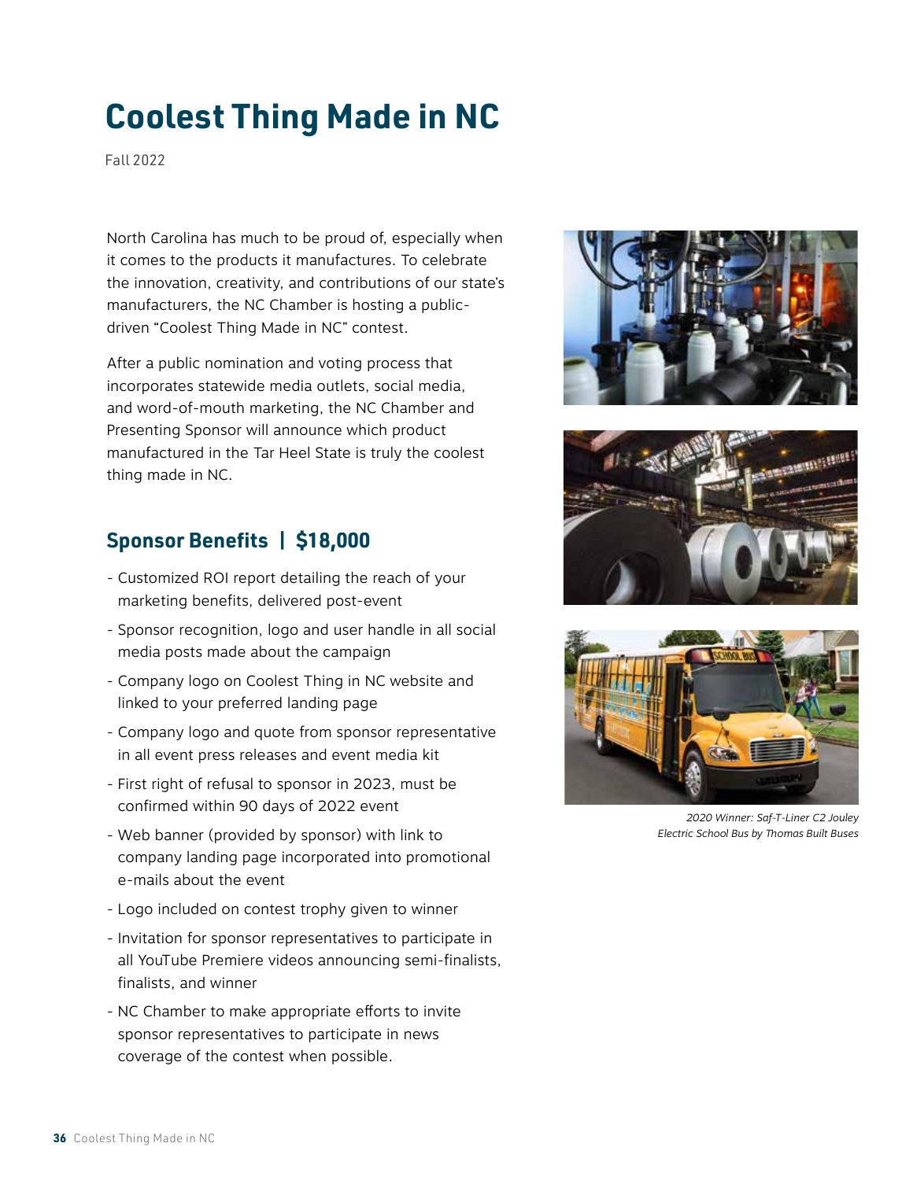# Coolest Thing Made in NC

Fall 2022

North Carolina has much to be proud of, especially when it comes to the products it manufactures. To celebrate the innovation, creativity, and contributions of our state's manufacturers, the NC Chamber is hosting a public-driven "Coolest Thing Made in NC" contest.

After a public nomination and voting process that incorporates statewide media outlets, social media, and word-of-mouth marketing, the NC Chamber and Presenting Sponsor will announce which product manufactured in the Tar Heel State is truly the coolest thing made in NC.

## Sponsor Benefits | $18,000

- Customized ROI report detailing the reach of your marketing benefits, delivered post-event
- Sponsor recognition, logo and user handle in all social media posts made about the campaign
- Company logo on Coolest Thing in NC website and linked to your preferred landing page
- Company logo and quote from sponsor representative in all event press releases and event media kit
- First right of refusal to sponsor in 2023, must be confirmed within 90 days of 2022 event
- Web banner (provided by sponsor) with link to company landing page incorporated into promotional e-mails about the event
- Logo included on contest trophy given to winner
- Invitation for sponsor representatives to participate in all YouTube Premiere videos announcing semi-finalists, finalists, and winner
- NC Chamber to make appropriate efforts to invite sponsor representatives to participate in news coverage of the contest when possible.

*2020 Winner: Saf-T-Liner C2 Jouley Electric School Bus by Thomas Built Buses*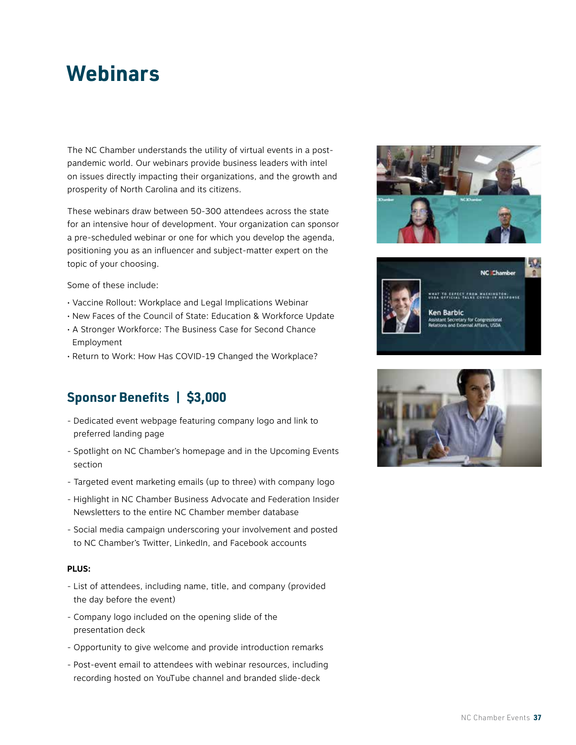# Webinars

The NC Chamber understands the utility of virtual events in a post-pandemic world. Our webinars provide business leaders with intel on issues directly impacting their organizations, and the growth and prosperity of North Carolina and its citizens.

These webinars draw between 50-300 attendees across the state for an intensive hour of development. Your organization can sponsor a pre-scheduled webinar or one for which you develop the agenda, positioning you as an influencer and subject-matter expert on the topic of your choosing.

Some of these include:

- Vaccine Rollout: Workplace and Legal Implications Webinar
- New Faces of the Council of State: Education & Workforce Update
- A Stronger Workforce: The Business Case for Second Chance Employment
- Return to Work: How Has COVID-19 Changed the Workplace?

## Sponsor Benefits | $3,000

- Dedicated event webpage featuring company logo and link to preferred landing page
- Spotlight on NC Chamber's homepage and in the Upcoming Events section
- Targeted event marketing emails (up to three) with company logo
- Highlight in NC Chamber Business Advocate and Federation Insider Newsletters to the entire NC Chamber member database
- Social media campaign underscoring your involvement and posted to NC Chamber's Twitter, LinkedIn, and Facebook accounts

**PLUS:**

- List of attendees, including name, title, and company (provided the day before the event)
- Company logo included on the opening slide of the presentation deck
- Opportunity to give welcome and provide introduction remarks
- Post-event email to attendees with webinar resources, including recording hosted on YouTube channel and branded slide-deck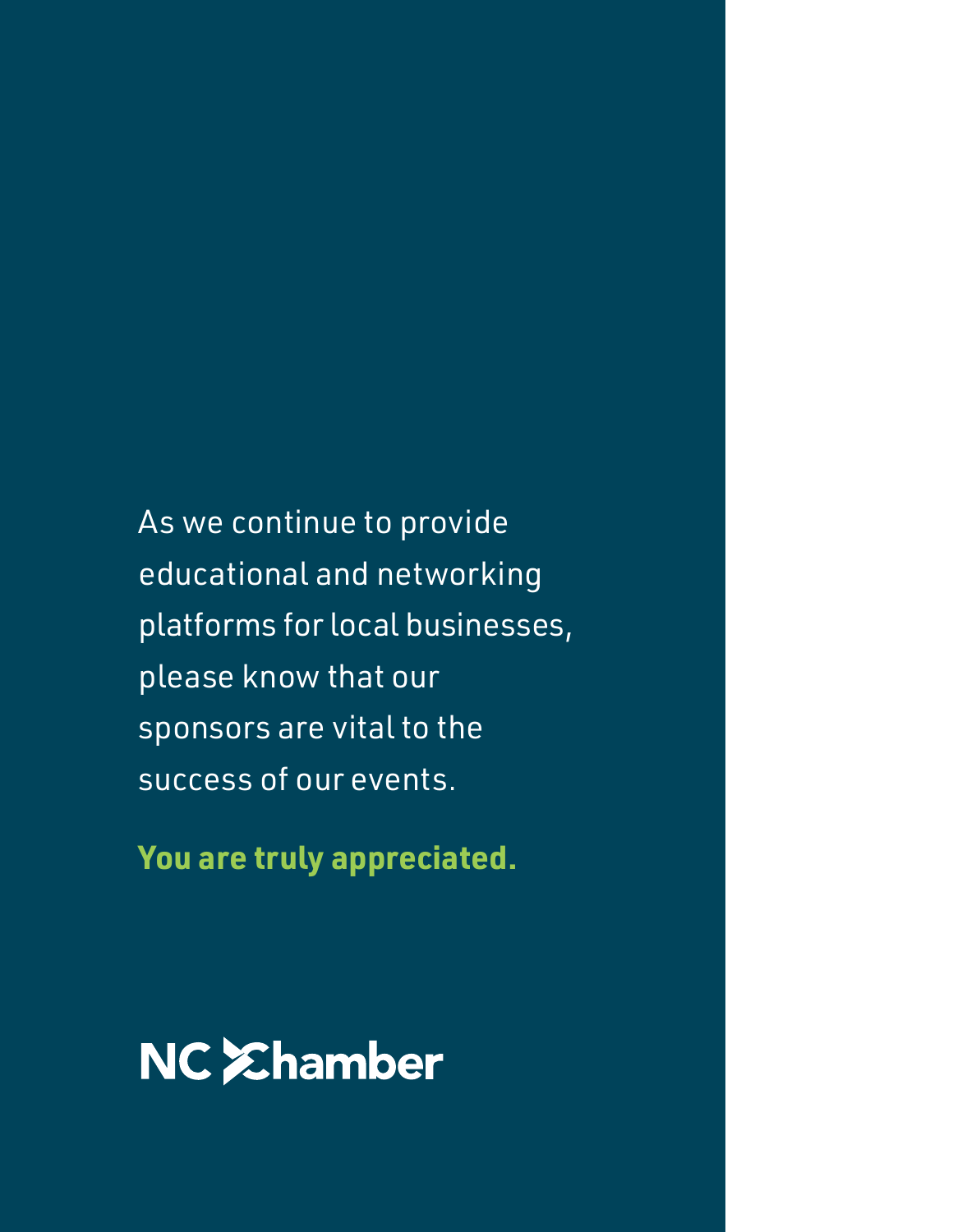As we continue to provide educational and networking platforms for local businesses, please know that our sponsors are vital to the success of our events.

**You are truly appreciated.**

NC Chamber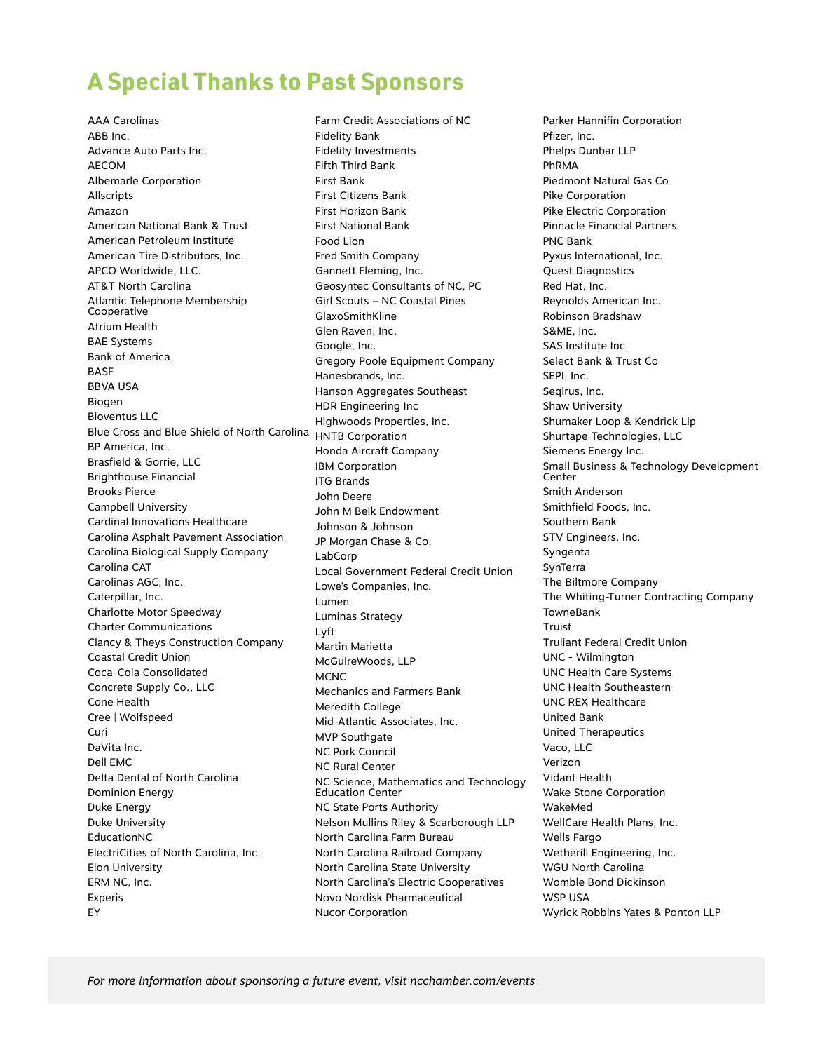# A Special Thanks to Past Sponsors

AAA Carolinas
ABB Inc.
Advance Auto Parts Inc.
AECOM
Albemarle Corporation
Allscripts
Amazon
American National Bank & Trust
American Petroleum Institute
American Tire Distributors, Inc.
APCO Worldwide, LLC.
AT&T North Carolina
Atlantic Telephone Membership Cooperative
Atrium Health
BAE Systems
Bank of America
BASF
BBVA USA
Biogen
Bioventus LLC
Blue Cross and Blue Shield of North Carolina
BP America, Inc.
Brasfield & Gorrie, LLC
Brighthouse Financial
Brooks Pierce
Campbell University
Cardinal Innovations Healthcare
Carolina Asphalt Pavement Association
Carolina Biological Supply Company
Carolina CAT
Carolinas AGC, Inc.
Caterpillar, Inc.
Charlotte Motor Speedway
Charter Communications
Clancy & Theys Construction Company
Coastal Credit Union
Coca-Cola Consolidated
Concrete Supply Co., LLC
Cone Health
Cree | Wolfspeed
Curi
DaVita Inc.
Dell EMC
Delta Dental of North Carolina
Dominion Energy
Duke Energy
Duke University
EducationNC
ElectriCities of North Carolina, Inc.
Elon University
ERM NC, Inc.
Experis
EY
Farm Credit Associations of NC
Fidelity Bank
Fidelity Investments
Fifth Third Bank
First Bank
First Citizens Bank
First Horizon Bank
First National Bank
Food Lion
Fred Smith Company
Gannett Fleming, Inc.
Geosyntec Consultants of NC, PC
Girl Scouts – NC Coastal Pines
GlaxoSmithKline
Glen Raven, Inc.
Google, Inc.
Gregory Poole Equipment Company
Hanesbrands, Inc.
Hanson Aggregates Southeast
HDR Engineering Inc
Highwoods Properties, Inc.
HNTB Corporation
Honda Aircraft Company
IBM Corporation
ITG Brands
John Deere
John M Belk Endowment
Johnson & Johnson
JP Morgan Chase & Co.
LabCorp
Local Government Federal Credit Union
Lowe's Companies, Inc.
Lumen
Luminas Strategy
Lyft
Martin Marietta
McGuireWoods, LLP
MCNC
Mechanics and Farmers Bank
Meredith College
Mid-Atlantic Associates, Inc.
MVP Southgate
NC Pork Council
NC Rural Center
NC Science, Mathematics and Technology Education Center
NC State Ports Authority
Nelson Mullins Riley & Scarborough LLP
North Carolina Farm Bureau
North Carolina Railroad Company
North Carolina State University
North Carolina's Electric Cooperatives
Novo Nordisk Pharmaceutical
Nucor Corporation
Parker Hannifin Corporation
Pfizer, Inc.
Phelps Dunbar LLP
PhRMA
Piedmont Natural Gas Co
Pike Corporation
Pike Electric Corporation
Pinnacle Financial Partners
PNC Bank
Pyxus International, Inc.
Quest Diagnostics
Red Hat, Inc.
Reynolds American Inc.
Robinson Bradshaw
S&ME, Inc.
SAS Institute Inc.
Select Bank & Trust Co
SEPI, Inc.
Seqirus, Inc.
Shaw University
Shumaker Loop & Kendrick Llp
Shurtape Technologies, LLC
Siemens Energy Inc.
Small Business & Technology Development Center
Smith Anderson
Smithfield Foods, Inc.
Southern Bank
STV Engineers, Inc.
Syngenta
SynTerra
The Biltmore Company
The Whiting-Turner Contracting Company
TowneBank
Truist
Truliant Federal Credit Union
UNC - Wilmington
UNC Health Care Systems
UNC Health Southeastern
UNC REX Healthcare
United Bank
United Therapeutics
Vaco, LLC
Verizon
Vidant Health
Wake Stone Corporation
WakeMed
WellCare Health Plans, Inc.
Wells Fargo
Wetherill Engineering, Inc.
WGU North Carolina
Womble Bond Dickinson
WSP USA
Wyrick Robbins Yates & Ponton LLP

*For more information about sponsoring a future event, visit ncchamber.com/events*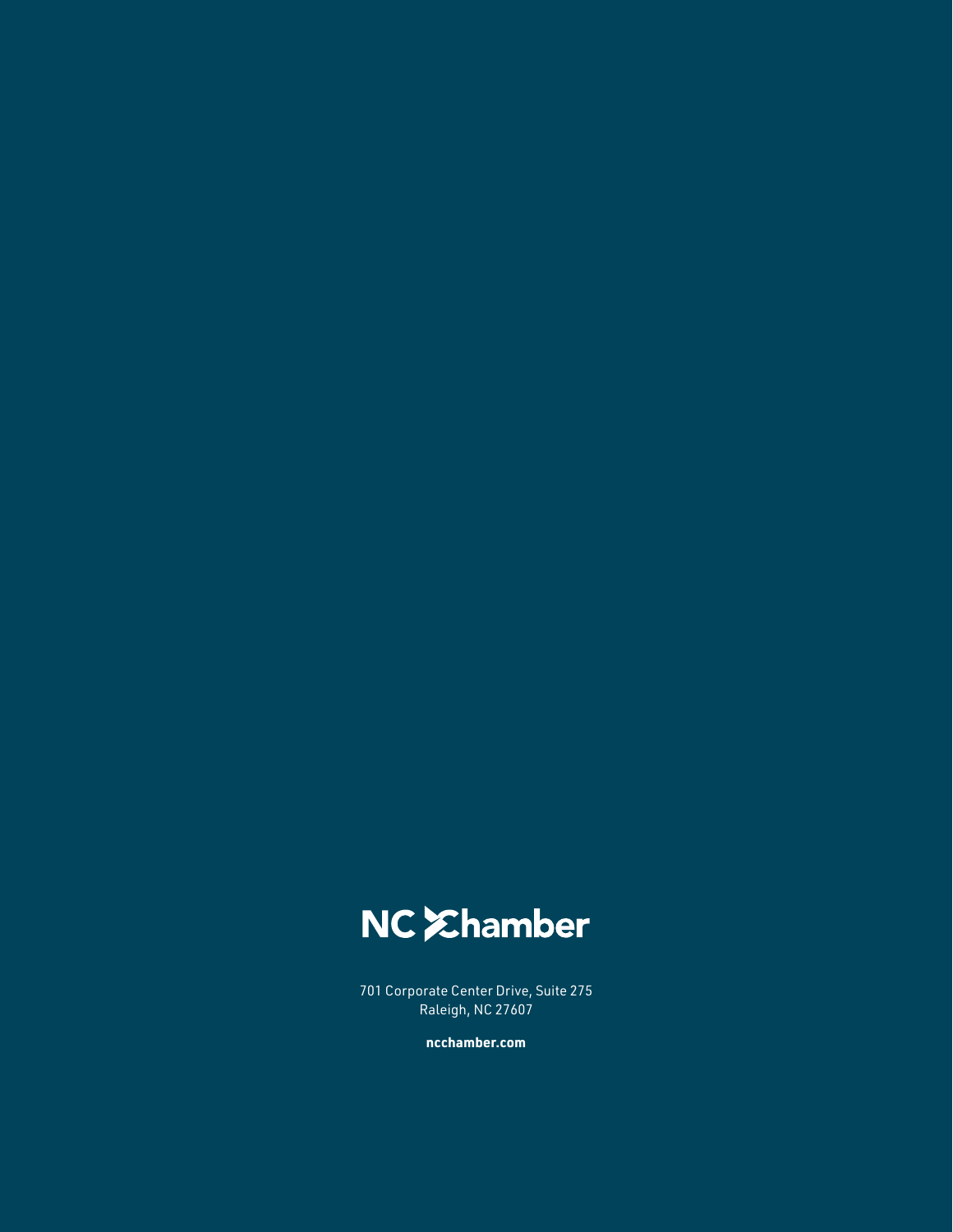NC Chamber

701 Corporate Center Drive, Suite 275
Raleigh, NC 27607

**ncchamber.com**